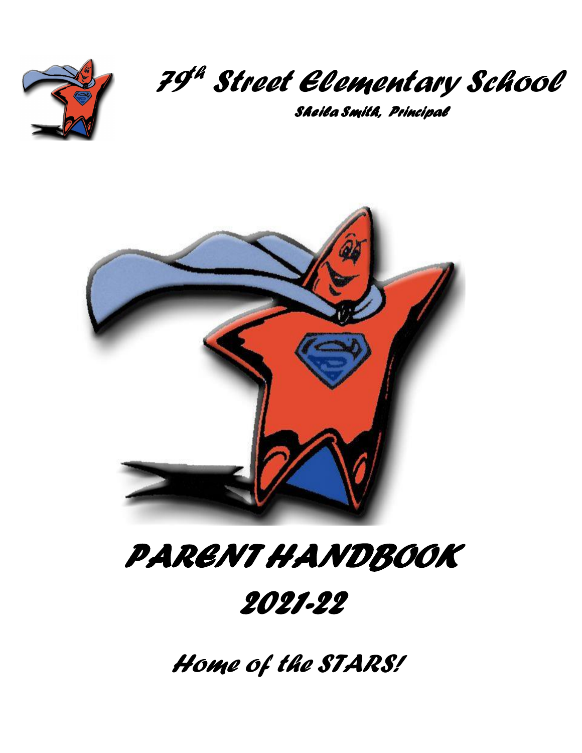# 79th Street Elementary School

Sheila Smith, Principal

# PARENT HANDBOOK

# 2021-22

## Home of the STARS!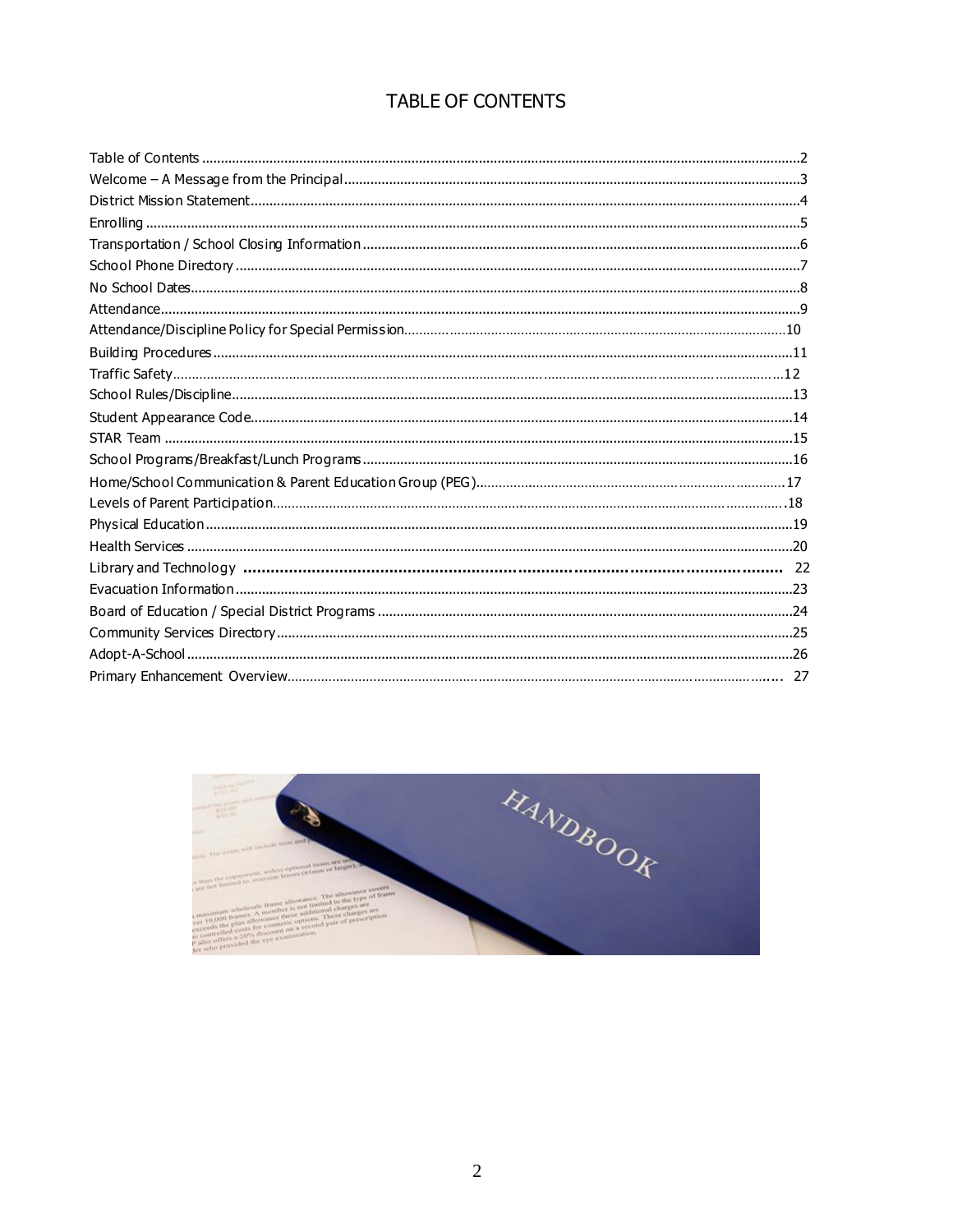# TABLE OF CONTENTS

| | |
|---|---|
| Table of Contents | 2 |
| Welcome – A Message from the Principal | 3 |
| District Mission Statement | 4 |
| Enrolling | 5 |
| Transportation / School Closing Information | 6 |
| School Phone Directory | 7 |
| No School Dates | 8 |
| Attendance | 9 |
| Attendance/Discipline Policy for Special Permission | 10 |
| Building Procedures | 11 |
| Traffic Safety | 12 |
| School Rules/Discipline | 13 |
| Student Appearance Code | 14 |
| STAR Team | 15 |
| School Programs/Breakfast/Lunch Programs | 16 |
| Home/School Communication & Parent Education Group (PEG) | 17 |
| Levels of Parent Participation | 18 |
| Physical Education | 19 |
| Health Services | 20 |
| Library and Technology | 22 |
| Evacuation Information | 23 |
| Board of Education / Special District Programs | 24 |
| Community Services Directory | 25 |
| Adopt-A-School | 26 |
| Primary Enhancement Overview | 27 |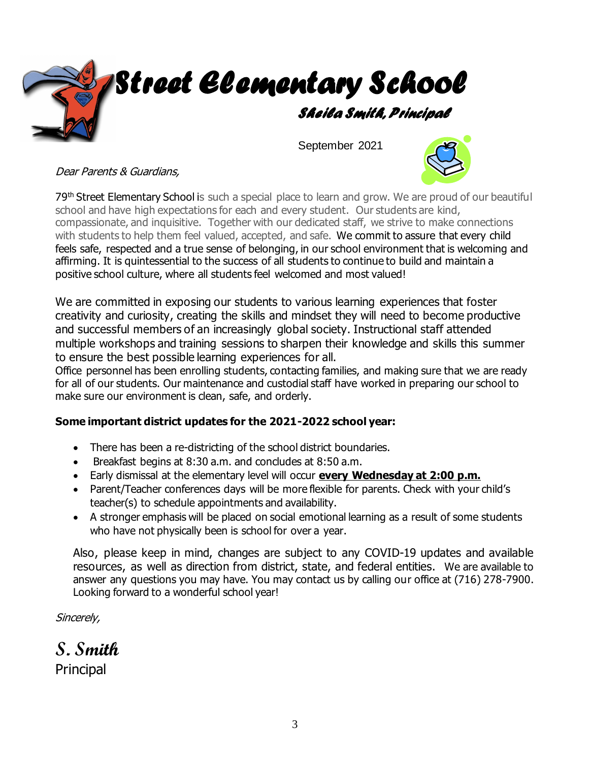# Street Elementary School

### Sheila Smith, Principal

September 2021

*Dear Parents & Guardians,*

79th Street Elementary School is such a special place to learn and grow. We are proud of our beautiful school and have high expectations for each and every student. Our students are kind, compassionate, and inquisitive. Together with our dedicated staff, we strive to make connections with students to help them feel valued, accepted, and safe. We commit to assure that every child feels safe, respected and a true sense of belonging, in our school environment that is welcoming and affirming. It is quintessential to the success of all students to continue to build and maintain a positive school culture, where all students feel welcomed and most valued!

We are committed in exposing our students to various learning experiences that foster creativity and curiosity, creating the skills and mindset they will need to become productive and successful members of an increasingly global society. Instructional staff attended multiple workshops and training sessions to sharpen their knowledge and skills this summer to ensure the best possible learning experiences for all.
Office personnel has been enrolling students, contacting families, and making sure that we are ready for all of our students. Our maintenance and custodial staff have worked in preparing our school to make sure our environment is clean, safe, and orderly.

**Some important district updates for the 2021-2022 school year:**

- There has been a re-districting of the school district boundaries.
- Breakfast begins at 8:30 a.m. and concludes at 8:50 a.m.
- Early dismissal at the elementary level will occur **every Wednesday at 2:00 p.m.**
- Parent/Teacher conferences days will be more flexible for parents. Check with your child's teacher(s) to schedule appointments and availability.
- A stronger emphasis will be placed on social emotional learning as a result of some students who have not physically been is school for over a year.

Also, please keep in mind, changes are subject to any COVID-19 updates and available resources, as well as direction from district, state, and federal entities. We are available to answer any questions you may have. You may contact us by calling our office at (716) 278-7900. Looking forward to a wonderful school year!

*Sincerely,*

***S. Smith***
Principal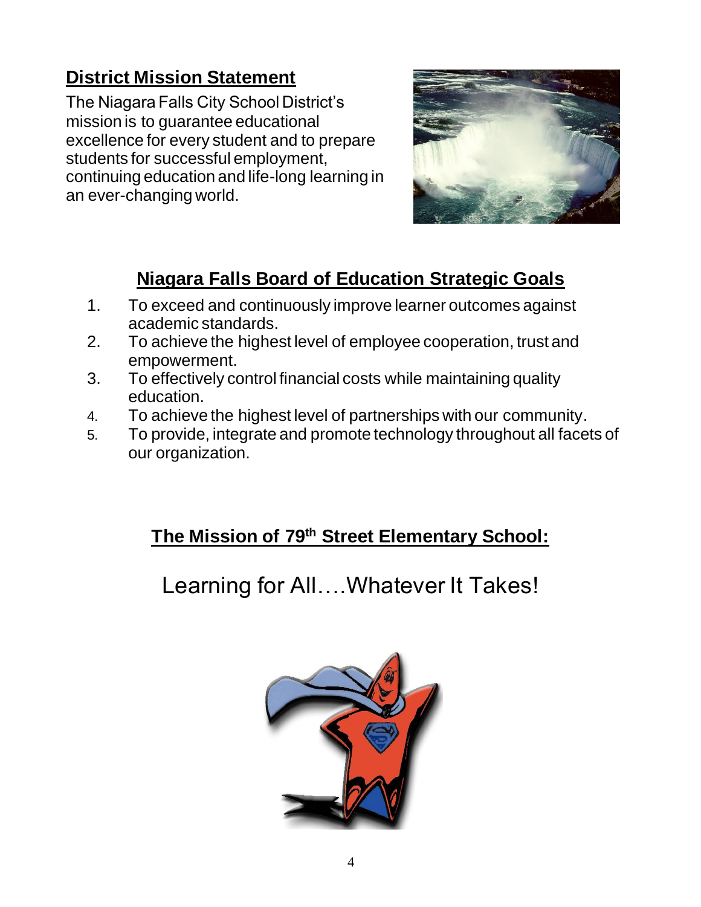## District Mission Statement

The Niagara Falls City School District's mission is to guarantee educational excellence for every student and to prepare students for successful employment, continuing education and life-long learning in an ever-changing world.

## Niagara Falls Board of Education Strategic Goals

1. To exceed and continuously improve learner outcomes against academic standards.
2. To achieve the highest level of employee cooperation, trust and empowerment.
3. To effectively control financial costs while maintaining quality education.
4. To achieve the highest level of partnerships with our community.
5. To provide, integrate and promote technology throughout all facets of our organization.

## The Mission of 79th Street Elementary School:

Learning for All….Whatever It Takes!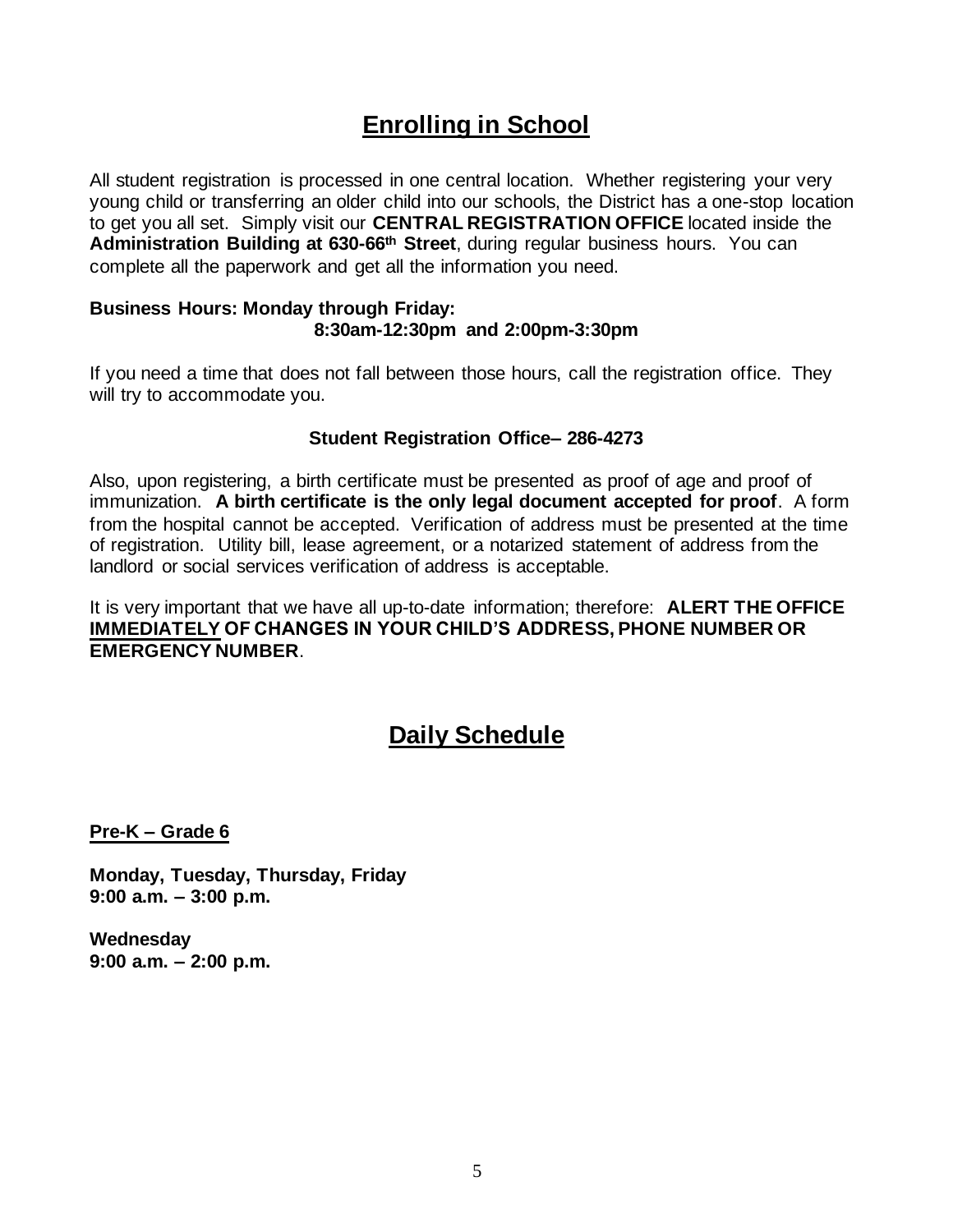# **Enrolling in School**

All student registration is processed in one central location. Whether registering your very young child or transferring an older child into our schools, the District has a one-stop location to get you all set. Simply visit our **CENTRAL REGISTRATION OFFICE** located inside the **Administration Building at 630-66th Street**, during regular business hours. You can complete all the paperwork and get all the information you need.

**Business Hours: Monday through Friday:**
**8:30am-12:30pm and 2:00pm-3:30pm**

If you need a time that does not fall between those hours, call the registration office. They will try to accommodate you.

**Student Registration Office– 286-4273**

Also, upon registering, a birth certificate must be presented as proof of age and proof of immunization. **A birth certificate is the only legal document accepted for proof**. A form from the hospital cannot be accepted. Verification of address must be presented at the time of registration. Utility bill, lease agreement, or a notarized statement of address from the landlord or social services verification of address is acceptable.

It is very important that we have all up-to-date information; therefore: **ALERT THE OFFICE IMMEDIATELY OF CHANGES IN YOUR CHILD'S ADDRESS, PHONE NUMBER OR EMERGENCY NUMBER**.

# **Daily Schedule**

**Pre-K – Grade 6**

**Monday, Tuesday, Thursday, Friday**
**9:00 a.m. – 3:00 p.m.**

**Wednesday**
**9:00 a.m. – 2:00 p.m.**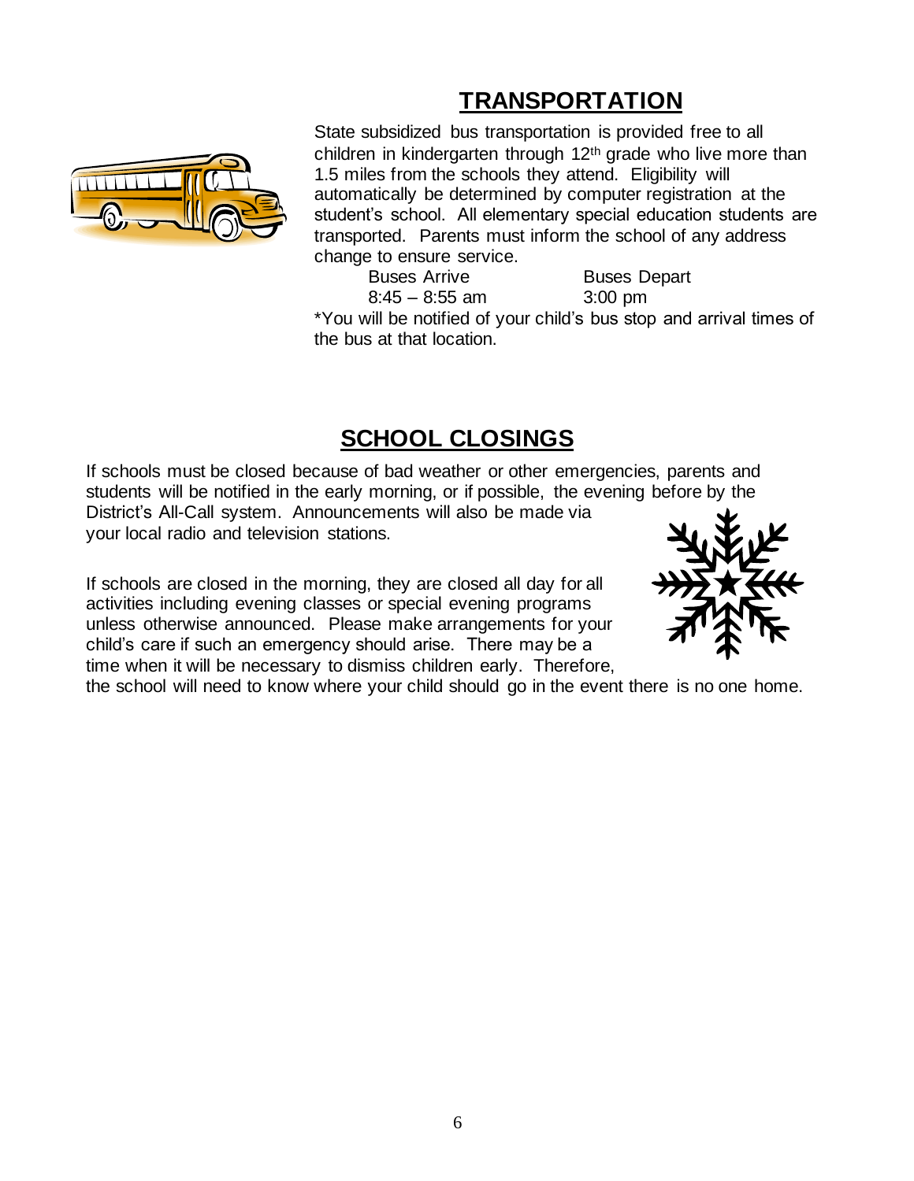## TRANSPORTATION

State subsidized bus transportation is provided free to all children in kindergarten through 12th grade who live more than 1.5 miles from the schools they attend. Eligibility will automatically be determined by computer registration at the student's school. All elementary special education students are transported. Parents must inform the school of any address change to ensure service.

| Buses Arrive | Buses Depart |
|---|---|
| 8:45 – 8:55 am | 3:00 pm |

*You will be notified of your child's bus stop and arrival times of the bus at that location.

## SCHOOL CLOSINGS

If schools must be closed because of bad weather or other emergencies, parents and students will be notified in the early morning, or if possible, the evening before by the District's All-Call system. Announcements will also be made via your local radio and television stations.

If schools are closed in the morning, they are closed all day for all activities including evening classes or special evening programs unless otherwise announced. Please make arrangements for your child's care if such an emergency should arise. There may be a time when it will be necessary to dismiss children early. Therefore, the school will need to know where your child should go in the event there is no one home.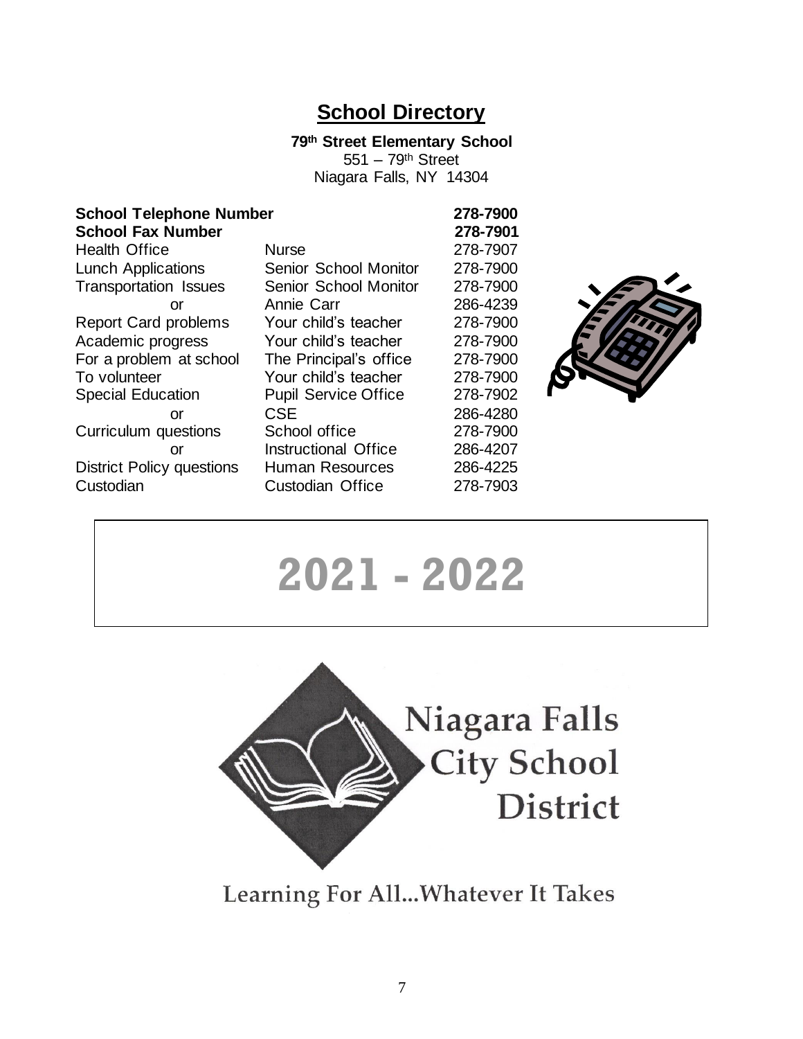## School Directory

**79th Street Elementary School**
551 – 79th Street
Niagara Falls, NY 14304

| | | |
|---|---|---|
| **School Telephone Number** | | **278-7900** |
| **School Fax Number** | | **278-7901** |
| Health Office | Nurse | 278-7907 |
| Lunch Applications | Senior School Monitor | 278-7900 |
| Transportation Issues | Senior School Monitor | 278-7900 |
| or | Annie Carr | 286-4239 |
| Report Card problems | Your child's teacher | 278-7900 |
| Academic progress | Your child's teacher | 278-7900 |
| For a problem at school | The Principal's office | 278-7900 |
| To volunteer | Your child's teacher | 278-7900 |
| Special Education | Pupil Service Office | 278-7902 |
| or | CSE | 286-4280 |
| Curriculum questions | School office | 278-7900 |
| or | Instructional Office | 286-4207 |
| District Policy questions | Human Resources | 286-4225 |
| Custodian | Custodian Office | 278-7903 |

# 2021 - 2022

Niagara Falls City School District

Learning For All...Whatever It Takes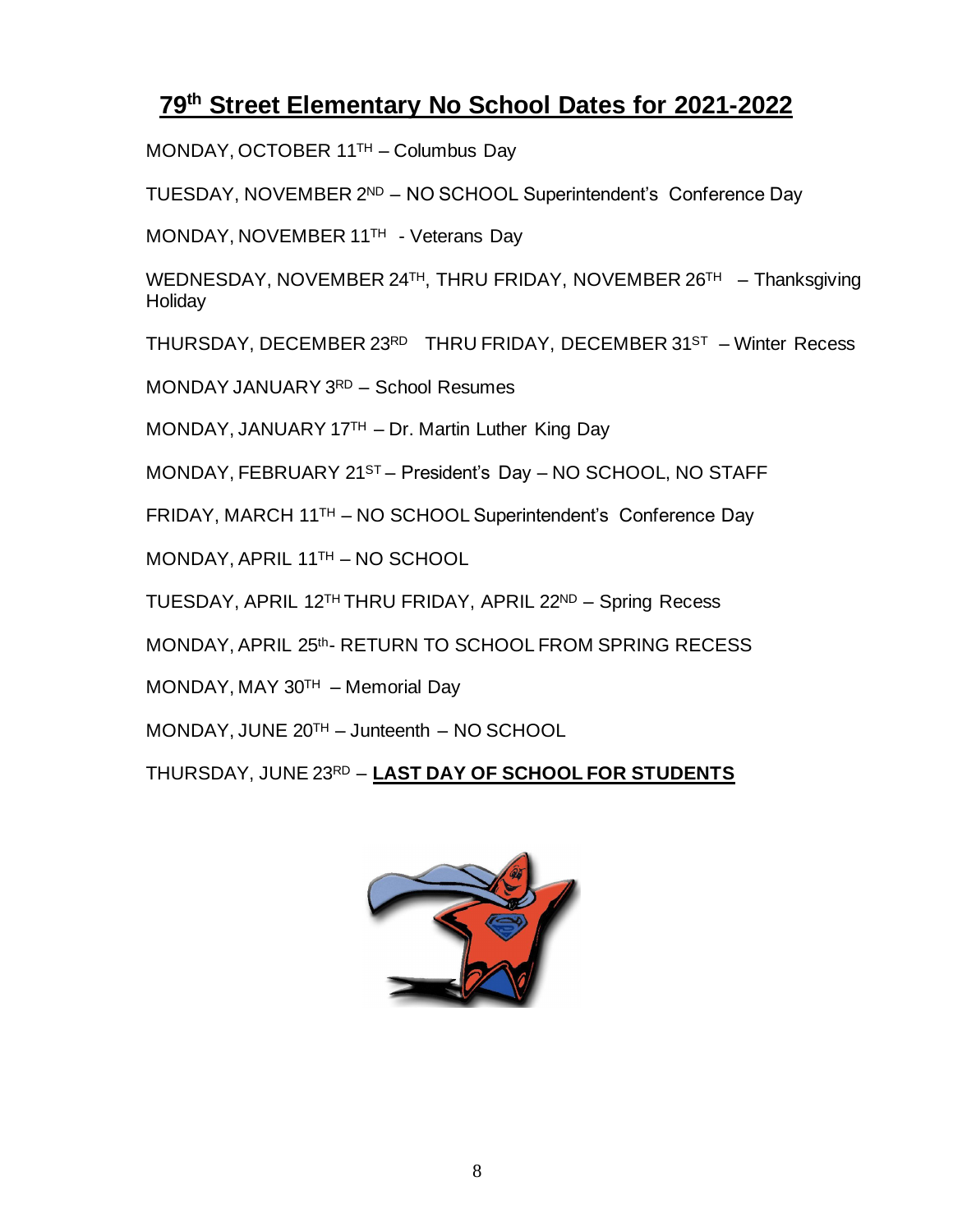# 79th Street Elementary No School Dates for 2021-2022

MONDAY, OCTOBER 11TH – Columbus Day

TUESDAY, NOVEMBER 2ND – NO SCHOOL Superintendent's Conference Day

MONDAY, NOVEMBER 11TH - Veterans Day

WEDNESDAY, NOVEMBER 24TH, THRU FRIDAY, NOVEMBER 26TH – Thanksgiving Holiday

THURSDAY, DECEMBER 23RD THRU FRIDAY, DECEMBER 31ST – Winter Recess

MONDAY JANUARY 3RD – School Resumes

MONDAY, JANUARY 17TH – Dr. Martin Luther King Day

MONDAY, FEBRUARY 21ST – President's Day – NO SCHOOL, NO STAFF

FRIDAY, MARCH 11TH – NO SCHOOL Superintendent's Conference Day

MONDAY, APRIL 11TH – NO SCHOOL

TUESDAY, APRIL 12TH THRU FRIDAY, APRIL 22ND – Spring Recess

MONDAY, APRIL 25th- RETURN TO SCHOOL FROM SPRING RECESS

MONDAY, MAY 30TH – Memorial Day

MONDAY, JUNE 20TH – Juneteenth – NO SCHOOL

THURSDAY, JUNE 23RD – **LAST DAY OF SCHOOL FOR STUDENTS**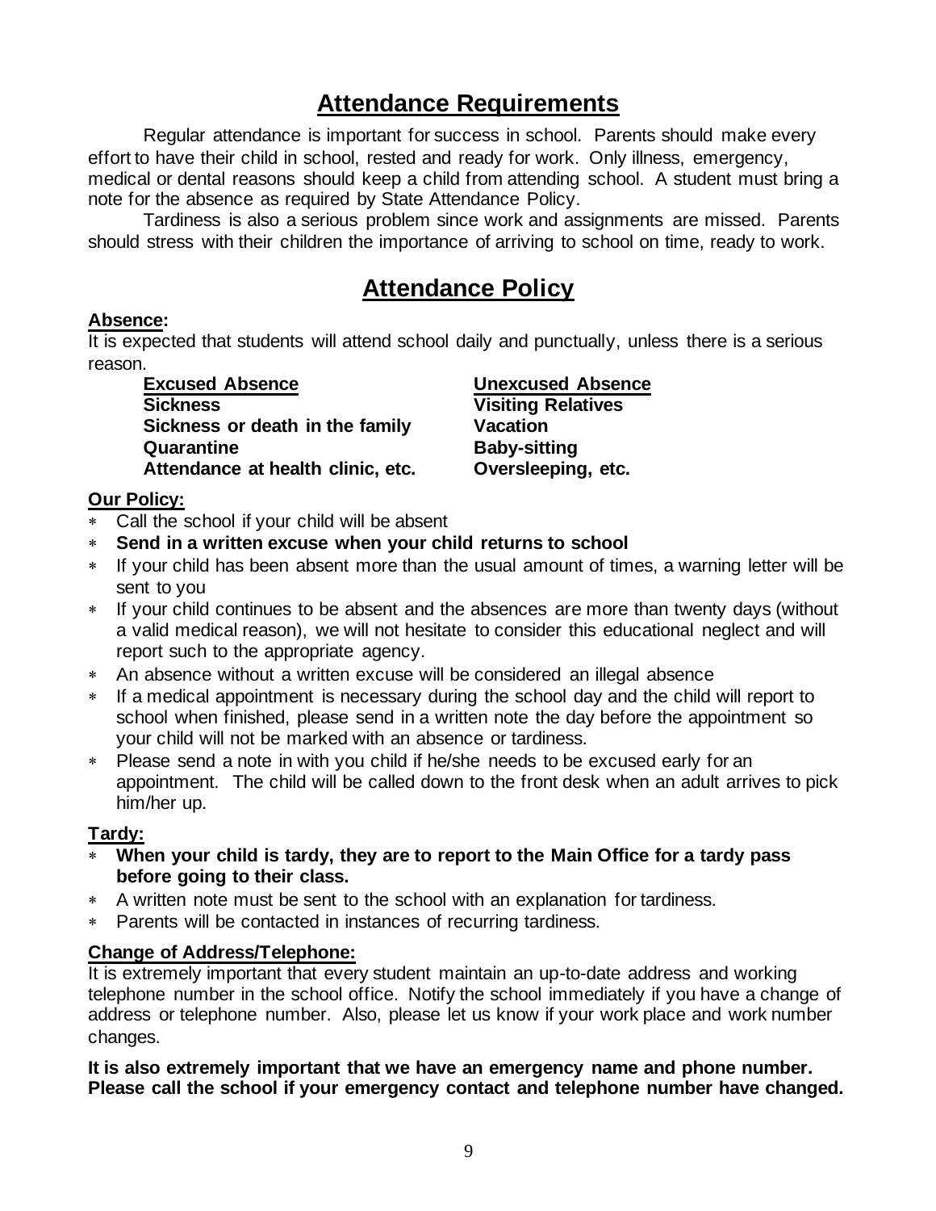## Attendance Requirements

Regular attendance is important for success in school. Parents should make every effort to have their child in school, rested and ready for work. Only illness, emergency, medical or dental reasons should keep a child from attending school. A student must bring a note for the absence as required by State Attendance Policy.

Tardiness is also a serious problem since work and assignments are missed. Parents should stress with their children the importance of arriving to school on time, ready to work.

## Attendance Policy

**Absence:**

It is expected that students will attend school daily and punctually, unless there is a serious reason.

| **Excused Absence** | **Unexcused Absence** |
|---|---|
| **Sickness** | **Visiting Relatives** |
| **Sickness or death in the family** | **Vacation** |
| **Quarantine** | **Baby-sitting** |
| **Attendance at health clinic, etc.** | **Oversleeping, etc.** |

**Our Policy:**

- Call the school if your child will be absent
- **Send in a written excuse when your child returns to school**
- If your child has been absent more than the usual amount of times, a warning letter will be sent to you
- If your child continues to be absent and the absences are more than twenty days (without a valid medical reason), we will not hesitate to consider this educational neglect and will report such to the appropriate agency.
- An absence without a written excuse will be considered an illegal absence
- If a medical appointment is necessary during the school day and the child will report to school when finished, please send in a written note the day before the appointment so your child will not be marked with an absence or tardiness.
- Please send a note in with you child if he/she needs to be excused early for an appointment. The child will be called down to the front desk when an adult arrives to pick him/her up.

**Tardy:**

- **When your child is tardy, they are to report to the Main Office for a tardy pass before going to their class.**
- A written note must be sent to the school with an explanation for tardiness.
- Parents will be contacted in instances of recurring tardiness.

**Change of Address/Telephone:**

It is extremely important that every student maintain an up-to-date address and working telephone number in the school office. Notify the school immediately if you have a change of address or telephone number. Also, please let us know if your work place and work number changes.

**It is also extremely important that we have an emergency name and phone number. Please call the school if your emergency contact and telephone number have changed.**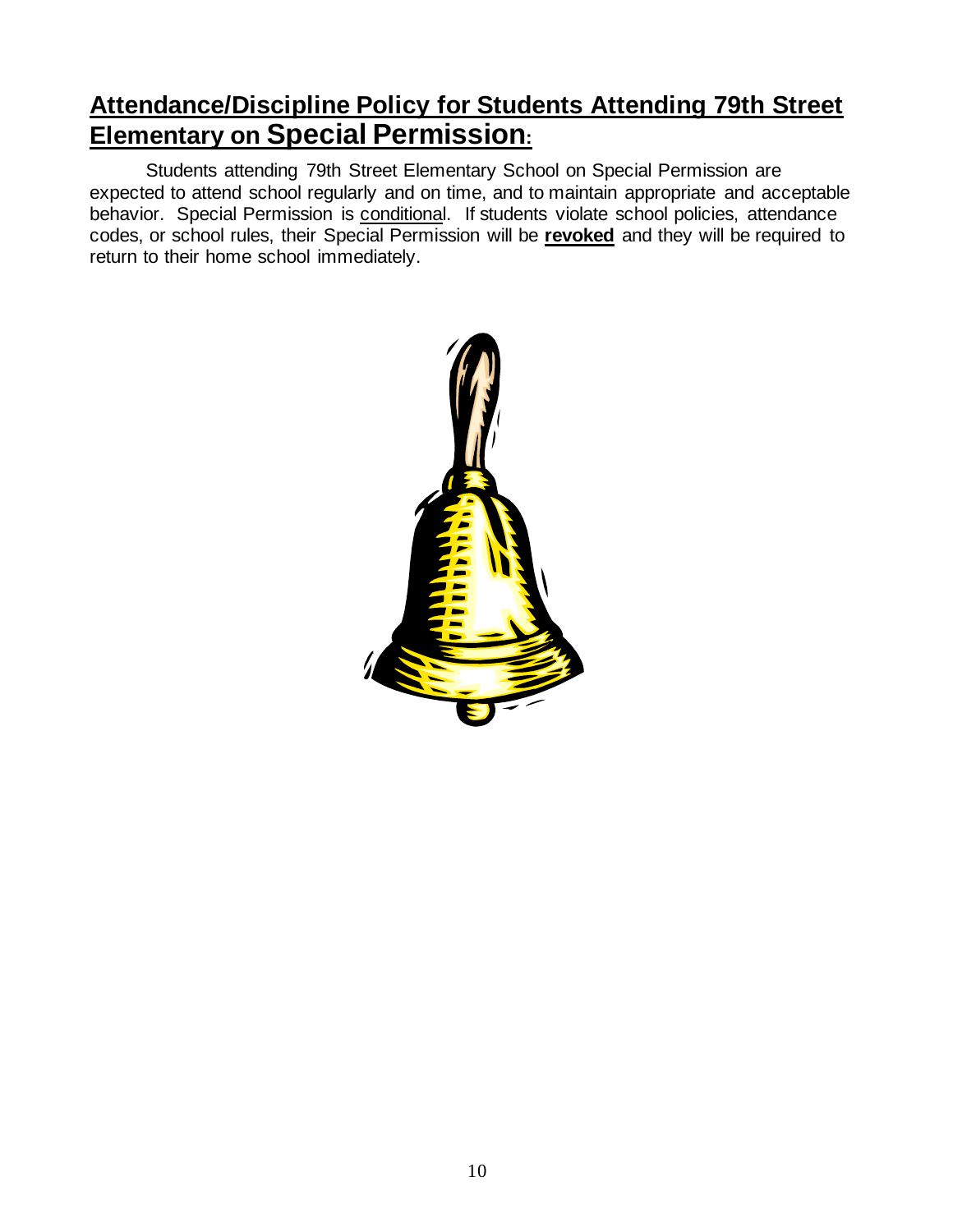## Attendance/Discipline Policy for Students Attending 79th Street Elementary on Special Permission:

Students attending 79th Street Elementary School on Special Permission are expected to attend school regularly and on time, and to maintain appropriate and acceptable behavior. Special Permission is conditional. If students violate school policies, attendance codes, or school rules, their Special Permission will be **revoked** and they will be required to return to their home school immediately.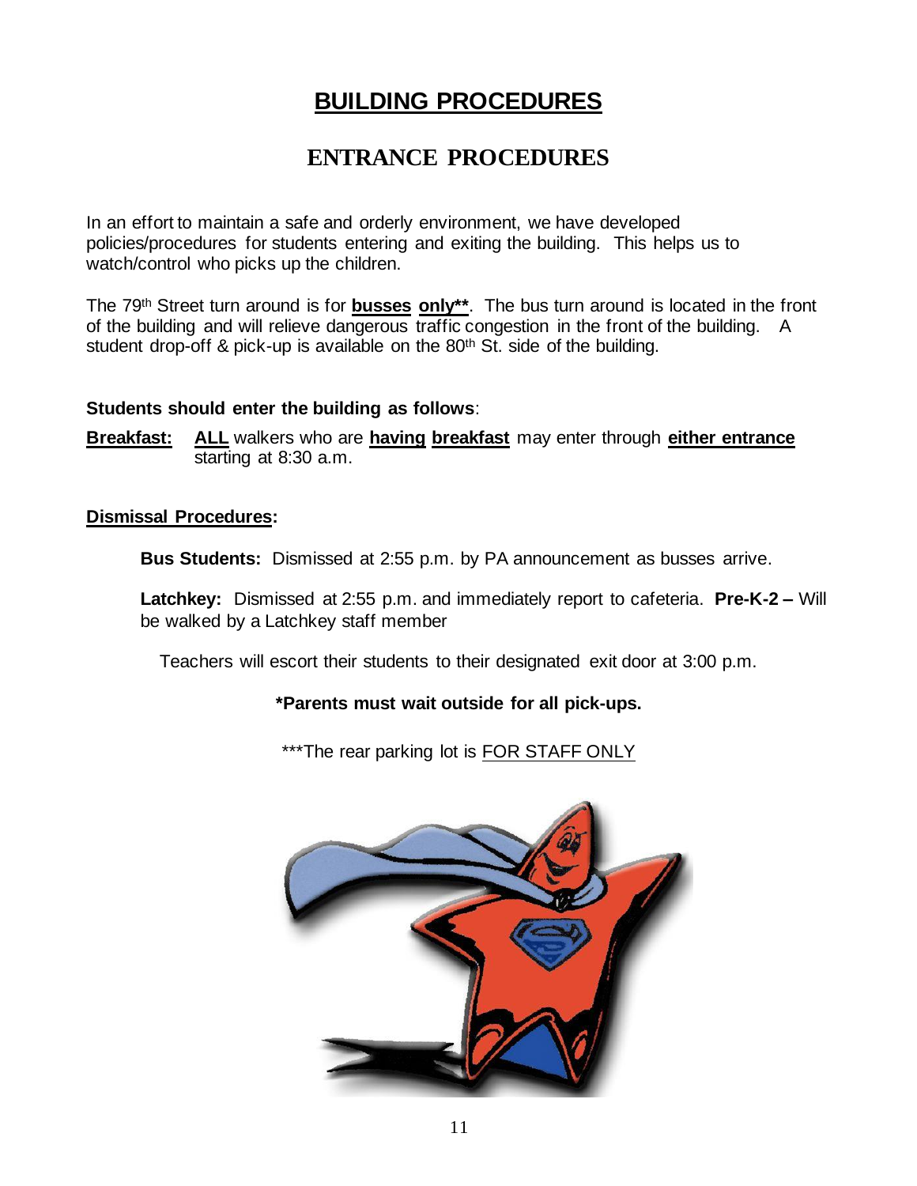# BUILDING PROCEDURES

## ENTRANCE PROCEDURES

In an effort to maintain a safe and orderly environment, we have developed policies/procedures for students entering and exiting the building. This helps us to watch/control who picks up the children.

The 79th Street turn around is for **busses only****. The bus turn around is located in the front of the building and will relieve dangerous traffic congestion in the front of the building. A student drop-off & pick-up is available on the 80th St. side of the building.

**Students should enter the building as follows**:

**Breakfast:** **ALL** walkers who are **having breakfast** may enter through **either entrance** starting at 8:30 a.m.

**Dismissal Procedures:**

**Bus Students:** Dismissed at 2:55 p.m. by PA announcement as busses arrive.

**Latchkey:** Dismissed at 2:55 p.m. and immediately report to cafeteria. **Pre-K-2 –** Will be walked by a Latchkey staff member

Teachers will escort their students to their designated exit door at 3:00 p.m.

**\*Parents must wait outside for all pick-ups.**

***The rear parking lot is FOR STAFF ONLY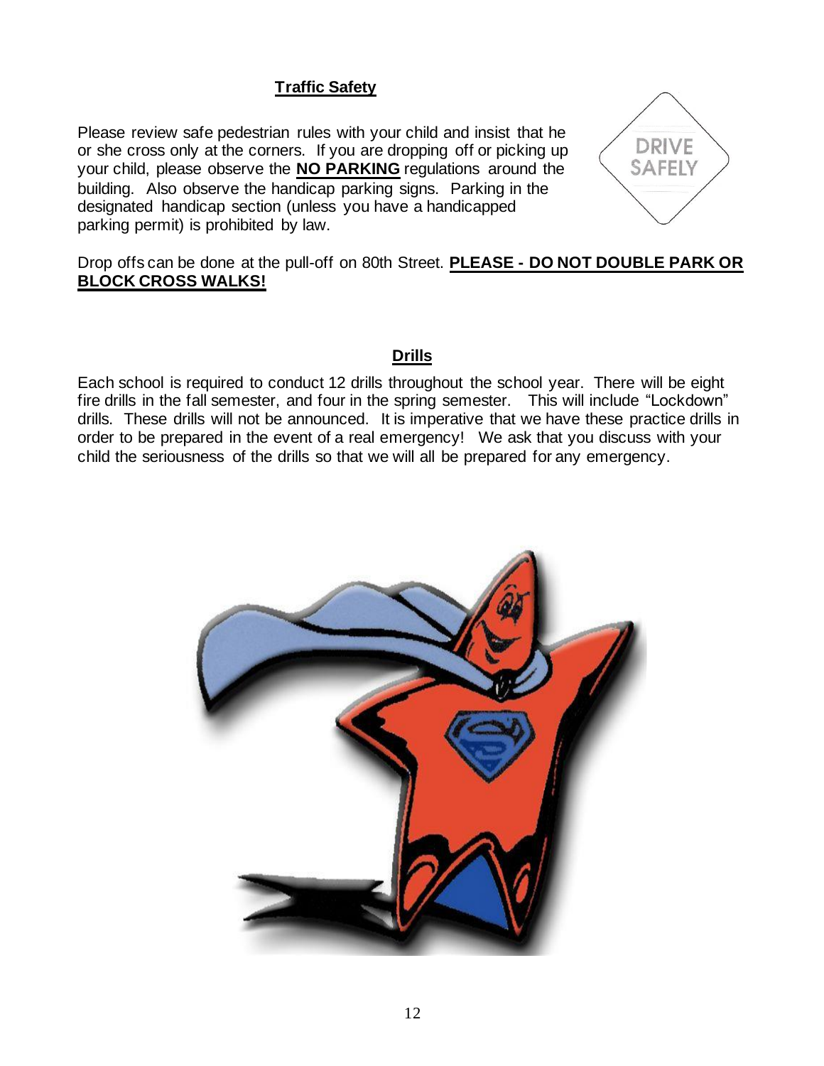## Traffic Safety

Please review safe pedestrian rules with your child and insist that he or she cross only at the corners. If you are dropping off or picking up your child, please observe the **NO PARKING** regulations around the building. Also observe the handicap parking signs. Parking in the designated handicap section (unless you have a handicapped parking permit) is prohibited by law.

Drop offs can be done at the pull-off on 80th Street. **PLEASE - DO NOT DOUBLE PARK OR BLOCK CROSS WALKS!**

## Drills

Each school is required to conduct 12 drills throughout the school year. There will be eight fire drills in the fall semester, and four in the spring semester. This will include "Lockdown" drills. These drills will not be announced. It is imperative that we have these practice drills in order to be prepared in the event of a real emergency! We ask that you discuss with your child the seriousness of the drills so that we will all be prepared for any emergency.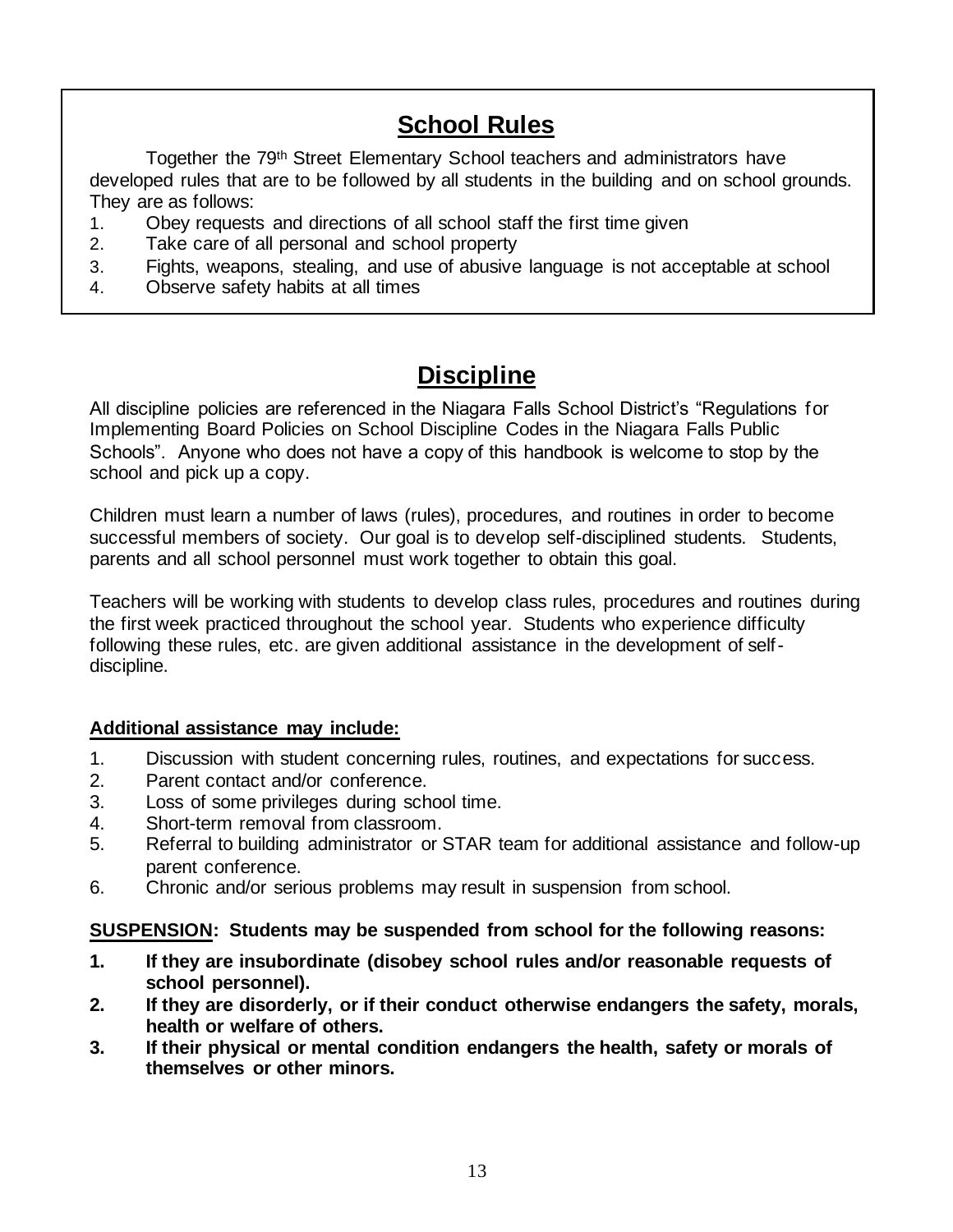## School Rules

Together the 79th Street Elementary School teachers and administrators have developed rules that are to be followed by all students in the building and on school grounds. They are as follows:

1. Obey requests and directions of all school staff the first time given
2. Take care of all personal and school property
3. Fights, weapons, stealing, and use of abusive language is not acceptable at school
4. Observe safety habits at all times

## Discipline

All discipline policies are referenced in the Niagara Falls School District's "Regulations for Implementing Board Policies on School Discipline Codes in the Niagara Falls Public Schools". Anyone who does not have a copy of this handbook is welcome to stop by the school and pick up a copy.

Children must learn a number of laws (rules), procedures, and routines in order to become successful members of society. Our goal is to develop self-disciplined students. Students, parents and all school personnel must work together to obtain this goal.

Teachers will be working with students to develop class rules, procedures and routines during the first week practiced throughout the school year. Students who experience difficulty following these rules, etc. are given additional assistance in the development of self-discipline.

**Additional assistance may include:**

1. Discussion with student concerning rules, routines, and expectations for success.
2. Parent contact and/or conference.
3. Loss of some privileges during school time.
4. Short-term removal from classroom.
5. Referral to building administrator or STAR team for additional assistance and follow-up parent conference.
6. Chronic and/or serious problems may result in suspension from school.

**SUSPENSION: Students may be suspended from school for the following reasons:**

1. **If they are insubordinate (disobey school rules and/or reasonable requests of school personnel).**
2. **If they are disorderly, or if their conduct otherwise endangers the safety, morals, health or welfare of others.**
3. **If their physical or mental condition endangers the health, safety or morals of themselves or other minors.**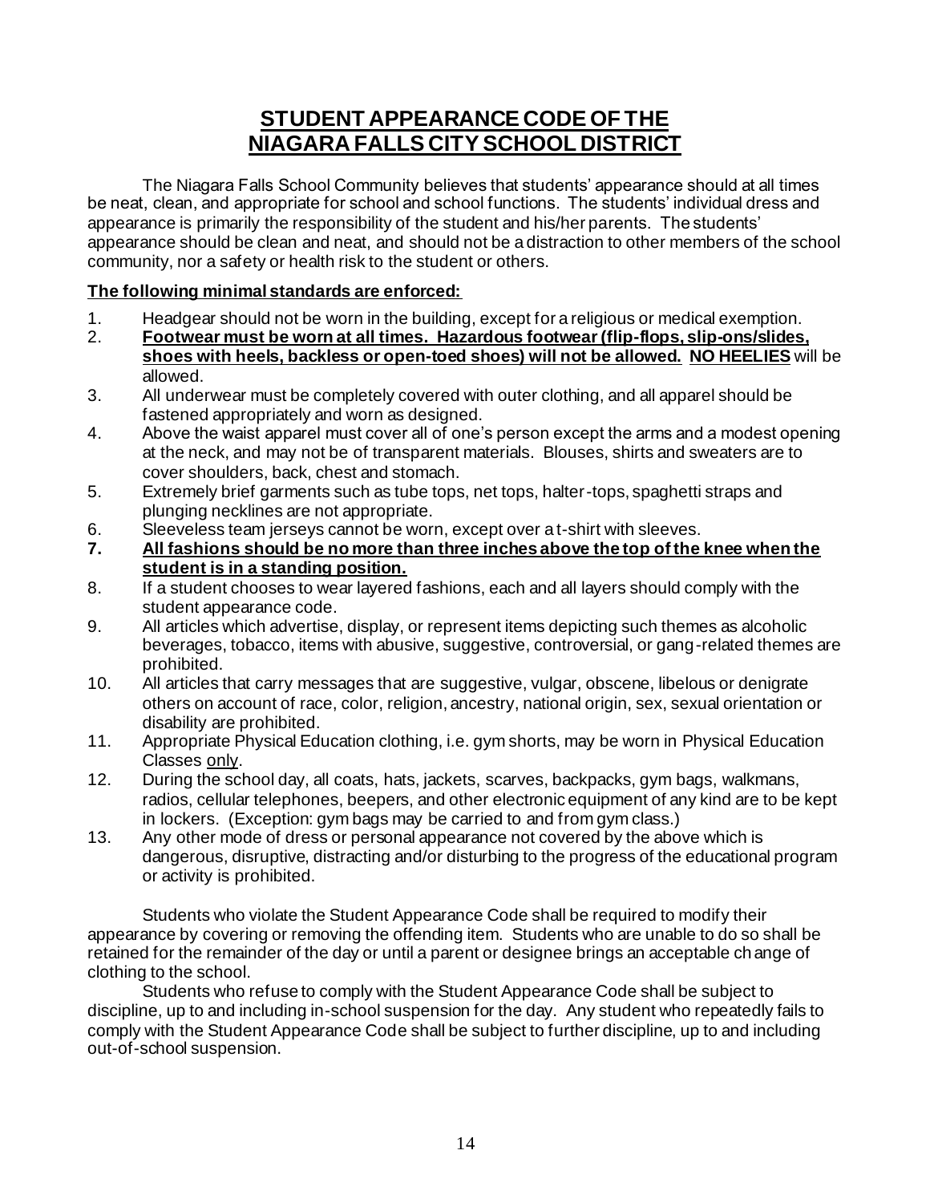# STUDENT APPEARANCE CODE OF THE NIAGARA FALLS CITY SCHOOL DISTRICT

The Niagara Falls School Community believes that students' appearance should at all times be neat, clean, and appropriate for school and school functions. The students' individual dress and appearance is primarily the responsibility of the student and his/her parents. The students' appearance should be clean and neat, and should not be a distraction to other members of the school community, nor a safety or health risk to the student or others.

**The following minimal standards are enforced:**

1. Headgear should not be worn in the building, except for a religious or medical exemption.
2. **Footwear must be worn at all times. Hazardous footwear (flip-flops, slip-ons/slides, shoes with heels, backless or open-toed shoes) will not be allowed.** **NO HEELIES** will be allowed.
3. All underwear must be completely covered with outer clothing, and all apparel should be fastened appropriately and worn as designed.
4. Above the waist apparel must cover all of one's person except the arms and a modest opening at the neck, and may not be of transparent materials. Blouses, shirts and sweaters are to cover shoulders, back, chest and stomach.
5. Extremely brief garments such as tube tops, net tops, halter-tops, spaghetti straps and plunging necklines are not appropriate.
6. Sleeveless team jerseys cannot be worn, except over a t-shirt with sleeves.
7. **All fashions should be no more than three inches above the top of the knee when the student is in a standing position.**
8. If a student chooses to wear layered fashions, each and all layers should comply with the student appearance code.
9. All articles which advertise, display, or represent items depicting such themes as alcoholic beverages, tobacco, items with abusive, suggestive, controversial, or gang-related themes are prohibited.
10. All articles that carry messages that are suggestive, vulgar, obscene, libelous or denigrate others on account of race, color, religion, ancestry, national origin, sex, sexual orientation or disability are prohibited.
11. Appropriate Physical Education clothing, i.e. gym shorts, may be worn in Physical Education Classes only.
12. During the school day, all coats, hats, jackets, scarves, backpacks, gym bags, walkmans, radios, cellular telephones, beepers, and other electronic equipment of any kind are to be kept in lockers. (Exception: gym bags may be carried to and from gym class.)
13. Any other mode of dress or personal appearance not covered by the above which is dangerous, disruptive, distracting and/or disturbing to the progress of the educational program or activity is prohibited.

Students who violate the Student Appearance Code shall be required to modify their appearance by covering or removing the offending item. Students who are unable to do so shall be retained for the remainder of the day or until a parent or designee brings an acceptable change of clothing to the school.

Students who refuse to comply with the Student Appearance Code shall be subject to discipline, up to and including in-school suspension for the day. Any student who repeatedly fails to comply with the Student Appearance Code shall be subject to further discipline, up to and including out-of-school suspension.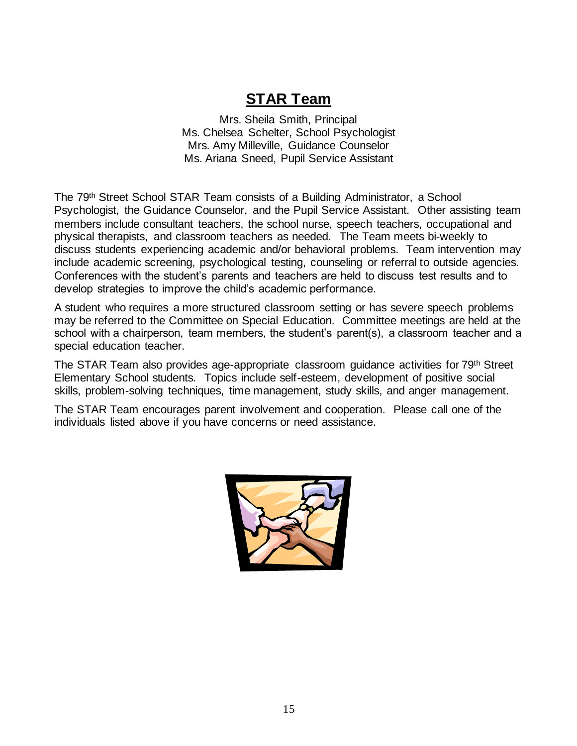# STAR Team

Mrs. Sheila Smith, Principal
Ms. Chelsea Schelter, School Psychologist
Mrs. Amy Milleville, Guidance Counselor
Ms. Ariana Sneed, Pupil Service Assistant

The 79th Street School STAR Team consists of a Building Administrator, a School Psychologist, the Guidance Counselor, and the Pupil Service Assistant. Other assisting team members include consultant teachers, the school nurse, speech teachers, occupational and physical therapists, and classroom teachers as needed. The Team meets bi-weekly to discuss students experiencing academic and/or behavioral problems. Team intervention may include academic screening, psychological testing, counseling or referral to outside agencies. Conferences with the student's parents and teachers are held to discuss test results and to develop strategies to improve the child's academic performance.

A student who requires a more structured classroom setting or has severe speech problems may be referred to the Committee on Special Education. Committee meetings are held at the school with a chairperson, team members, the student's parent(s), a classroom teacher and a special education teacher.

The STAR Team also provides age-appropriate classroom guidance activities for 79th Street Elementary School students. Topics include self-esteem, development of positive social skills, problem-solving techniques, time management, study skills, and anger management.

The STAR Team encourages parent involvement and cooperation. Please call one of the individuals listed above if you have concerns or need assistance.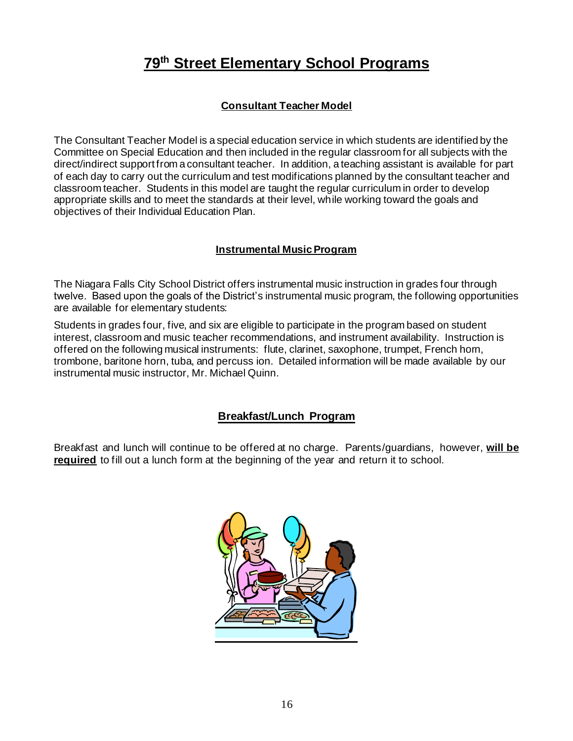# 79th Street Elementary School Programs

## Consultant Teacher Model

The Consultant Teacher Model is a special education service in which students are identified by the Committee on Special Education and then included in the regular classroom for all subjects with the direct/indirect support from a consultant teacher. In addition, a teaching assistant is available for part of each day to carry out the curriculum and test modifications planned by the consultant teacher and classroom teacher. Students in this model are taught the regular curriculum in order to develop appropriate skills and to meet the standards at their level, while working toward the goals and objectives of their Individual Education Plan.

## Instrumental Music Program

The Niagara Falls City School District offers instrumental music instruction in grades four through twelve. Based upon the goals of the District's instrumental music program, the following opportunities are available for elementary students:

Students in grades four, five, and six are eligible to participate in the program based on student interest, classroom and music teacher recommendations, and instrument availability. Instruction is offered on the following musical instruments: flute, clarinet, saxophone, trumpet, French horn, trombone, baritone horn, tuba, and percuss ion. Detailed information will be made available by our instrumental music instructor, Mr. Michael Quinn.

## Breakfast/Lunch Program

Breakfast and lunch will continue to be offered at no charge. Parents/guardians, however, **will be required** to fill out a lunch form at the beginning of the year and return it to school.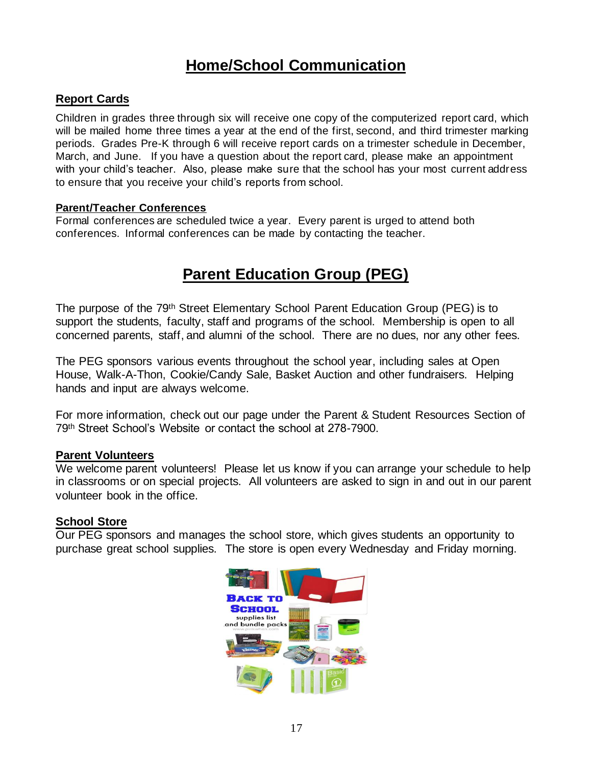# Home/School Communication

## Report Cards

Children in grades three through six will receive one copy of the computerized report card, which will be mailed home three times a year at the end of the first, second, and third trimester marking periods. Grades Pre-K through 6 will receive report cards on a trimester schedule in December, March, and June. If you have a question about the report card, please make an appointment with your child's teacher. Also, please make sure that the school has your most current address to ensure that you receive your child's reports from school.

### Parent/Teacher Conferences

Formal conferences are scheduled twice a year. Every parent is urged to attend both conferences. Informal conferences can be made by contacting the teacher.

# Parent Education Group (PEG)

The purpose of the 79th Street Elementary School Parent Education Group (PEG) is to support the students, faculty, staff and programs of the school. Membership is open to all concerned parents, staff, and alumni of the school. There are no dues, nor any other fees.

The PEG sponsors various events throughout the school year, including sales at Open House, Walk-A-Thon, Cookie/Candy Sale, Basket Auction and other fundraisers. Helping hands and input are always welcome.

For more information, check out our page under the Parent & Student Resources Section of 79th Street School's Website or contact the school at 278-7900.

## Parent Volunteers

We welcome parent volunteers! Please let us know if you can arrange your schedule to help in classrooms or on special projects. All volunteers are asked to sign in and out in our parent volunteer book in the office.

## School Store

Our PEG sponsors and manages the school store, which gives students an opportunity to purchase great school supplies. The store is open every Wednesday and Friday morning.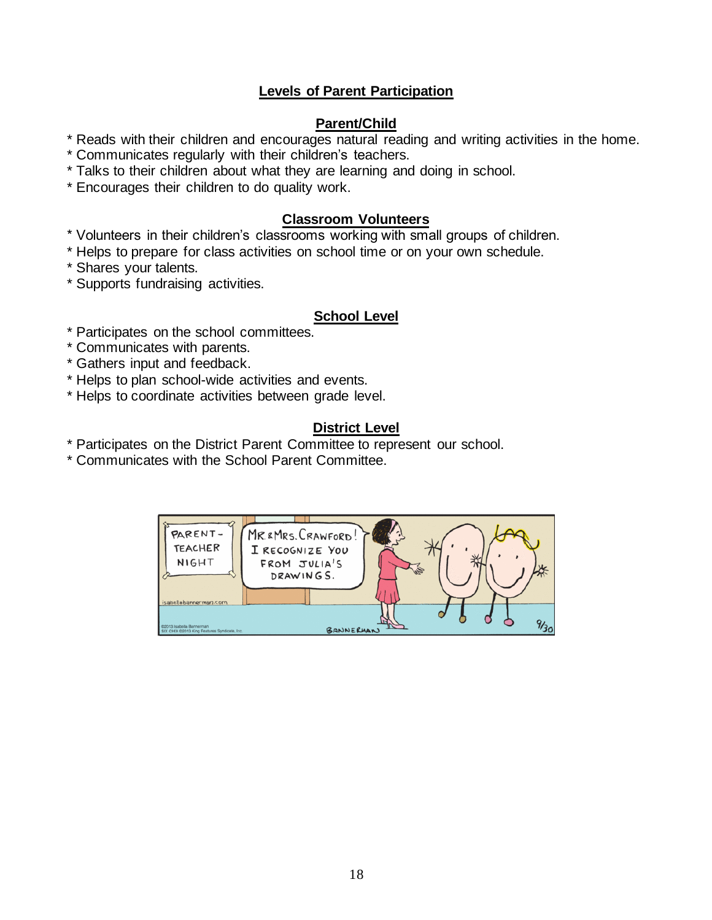# Levels of Parent Participation

## Parent/Child

* Reads with their children and encourages natural reading and writing activities in the home.
* Communicates regularly with their children's teachers.
* Talks to their children about what they are learning and doing in school.
* Encourages their children to do quality work.

## Classroom Volunteers

* Volunteers in their children's classrooms working with small groups of children.
* Helps to prepare for class activities on school time or on your own schedule.
* Shares your talents.
* Supports fundraising activities.

## School Level

* Participates on the school committees.
* Communicates with parents.
* Gathers input and feedback.
* Helps to plan school-wide activities and events.
* Helps to coordinate activities between grade level.

## District Level

* Participates on the District Parent Committee to represent our school.
* Communicates with the School Parent Committee.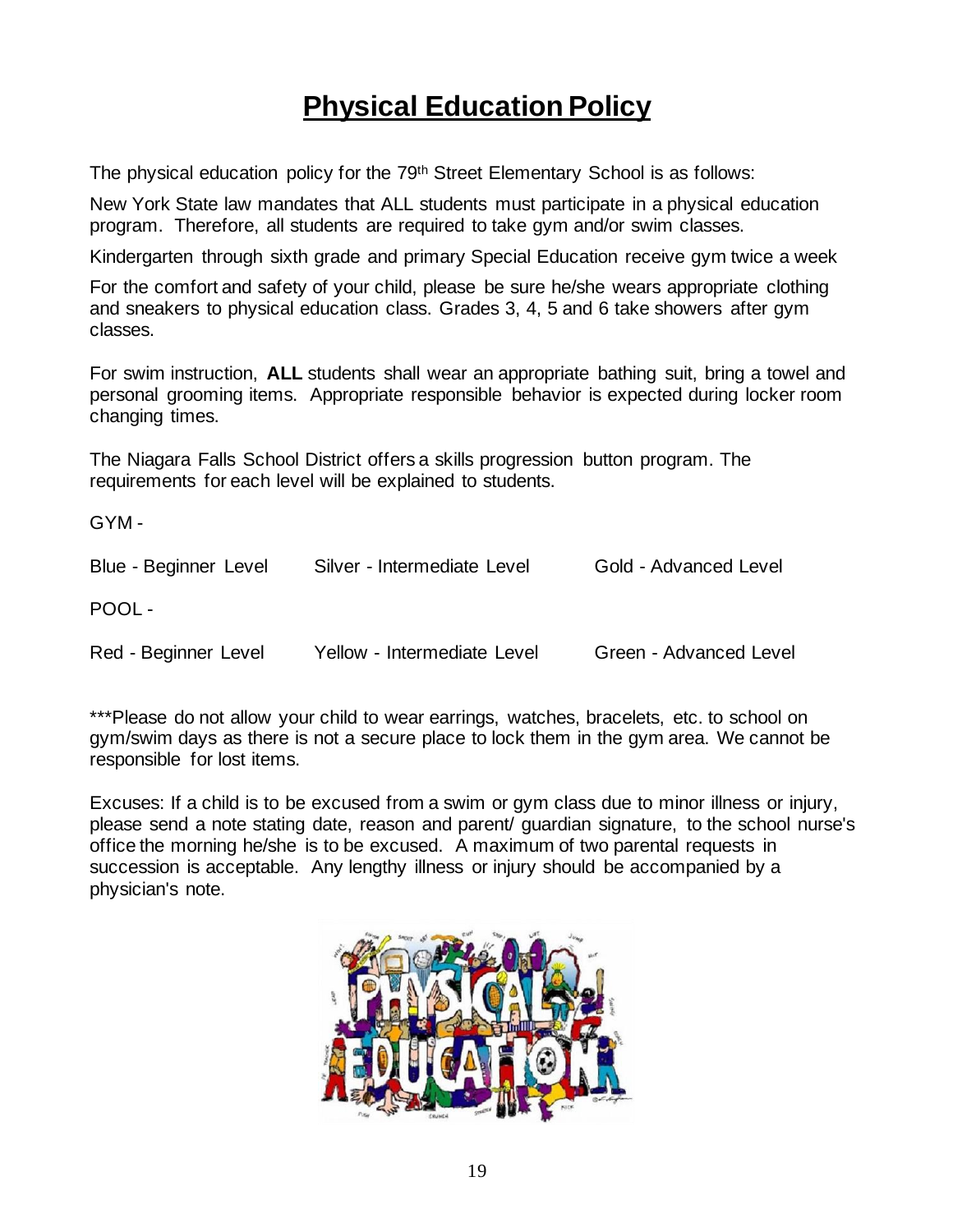# Physical Education Policy

The physical education policy for the 79th Street Elementary School is as follows:

New York State law mandates that ALL students must participate in a physical education program. Therefore, all students are required to take gym and/or swim classes.

Kindergarten through sixth grade and primary Special Education receive gym twice a week

For the comfort and safety of your child, please be sure he/she wears appropriate clothing and sneakers to physical education class. Grades 3, 4, 5 and 6 take showers after gym classes.

For swim instruction, **ALL** students shall wear an appropriate bathing suit, bring a towel and personal grooming items. Appropriate responsible behavior is expected during locker room changing times.

The Niagara Falls School District offers a skills progression button program. The requirements for each level will be explained to students.

GYM -

| Blue - Beginner Level | Silver - Intermediate Level | Gold - Advanced Level |
|---|---|---|

POOL -

| Red - Beginner Level | Yellow - Intermediate Level | Green - Advanced Level |
|---|---|---|

***Please do not allow your child to wear earrings, watches, bracelets, etc. to school on gym/swim days as there is not a secure place to lock them in the gym area. We cannot be responsible for lost items.

Excuses: If a child is to be excused from a swim or gym class due to minor illness or injury, please send a note stating date, reason and parent/ guardian signature, to the school nurse's office the morning he/she is to be excused. A maximum of two parental requests in succession is acceptable. Any lengthy illness or injury should be accompanied by a physician's note.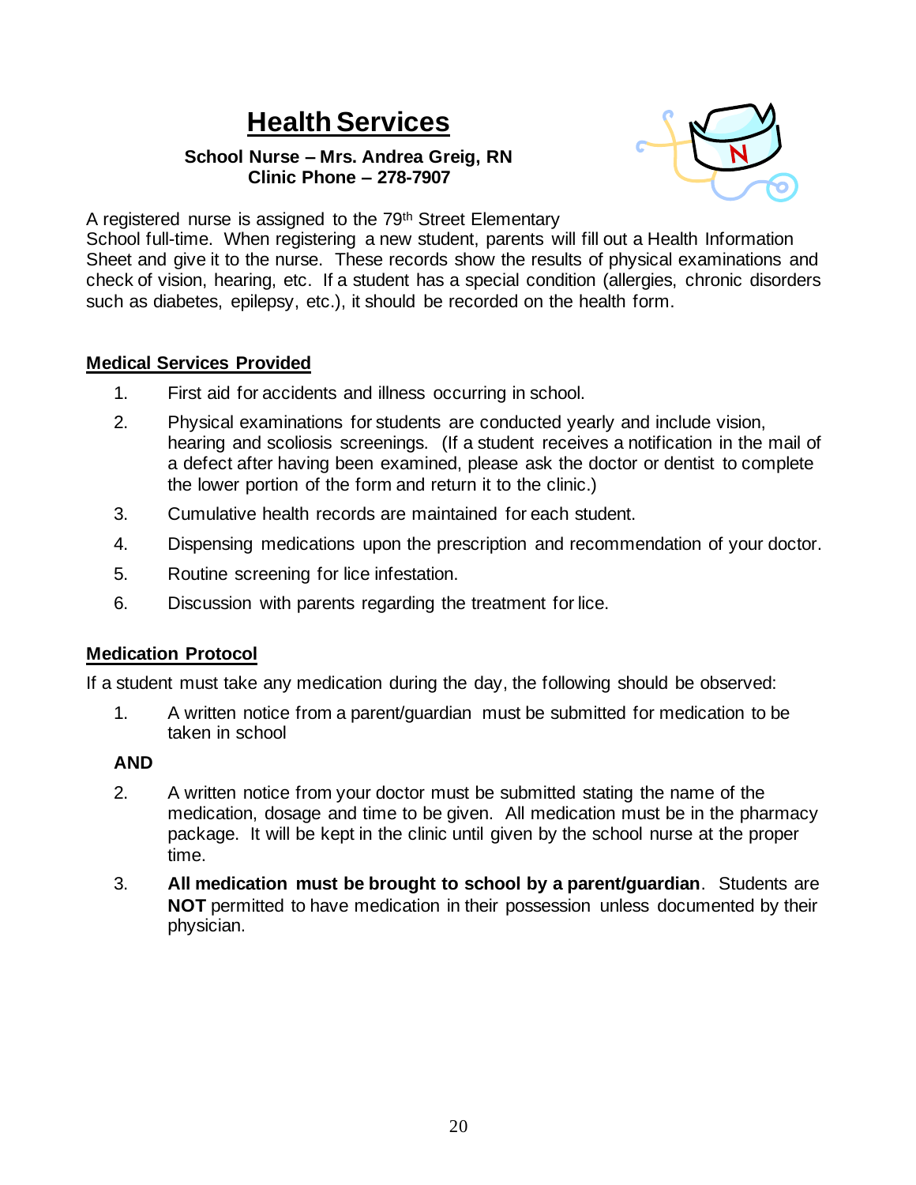# Health Services

**School Nurse – Mrs. Andrea Greig, RN**
**Clinic Phone – 278-7907**

A registered nurse is assigned to the 79th Street Elementary School full-time. When registering a new student, parents will fill out a Health Information Sheet and give it to the nurse. These records show the results of physical examinations and check of vision, hearing, etc. If a student has a special condition (allergies, chronic disorders such as diabetes, epilepsy, etc.), it should be recorded on the health form.

## Medical Services Provided

1. First aid for accidents and illness occurring in school.
2. Physical examinations for students are conducted yearly and include vision, hearing and scoliosis screenings. (If a student receives a notification in the mail of a defect after having been examined, please ask the doctor or dentist to complete the lower portion of the form and return it to the clinic.)
3. Cumulative health records are maintained for each student.
4. Dispensing medications upon the prescription and recommendation of your doctor.
5. Routine screening for lice infestation.
6. Discussion with parents regarding the treatment for lice.

## Medication Protocol

If a student must take any medication during the day, the following should be observed:

1. A written notice from a parent/guardian must be submitted for medication to be taken in school

**AND**

2. A written notice from your doctor must be submitted stating the name of the medication, dosage and time to be given. All medication must be in the pharmacy package. It will be kept in the clinic until given by the school nurse at the proper time.
3. **All medication must be brought to school by a parent/guardian**. Students are **NOT** permitted to have medication in their possession unless documented by their physician.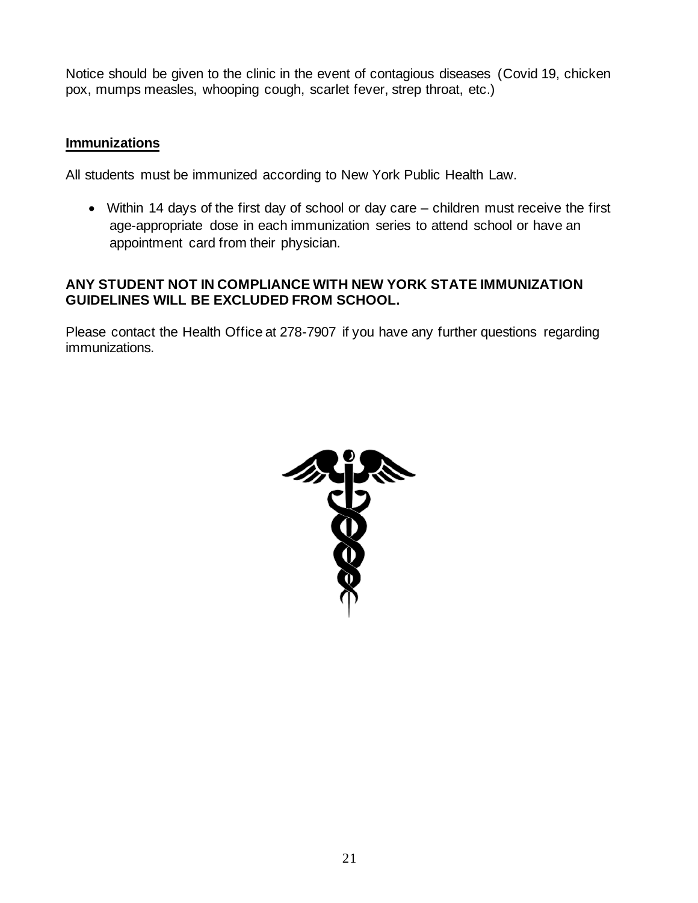Notice should be given to the clinic in the event of contagious diseases (Covid 19, chicken pox, mumps measles, whooping cough, scarlet fever, strep throat, etc.)

## Immunizations

All students must be immunized according to New York Public Health Law.

- Within 14 days of the first day of school or day care – children must receive the first age-appropriate dose in each immunization series to attend school or have an appointment card from their physician.

**ANY STUDENT NOT IN COMPLIANCE WITH NEW YORK STATE IMMUNIZATION GUIDELINES WILL BE EXCLUDED FROM SCHOOL.**

Please contact the Health Office at 278-7907 if you have any further questions regarding immunizations.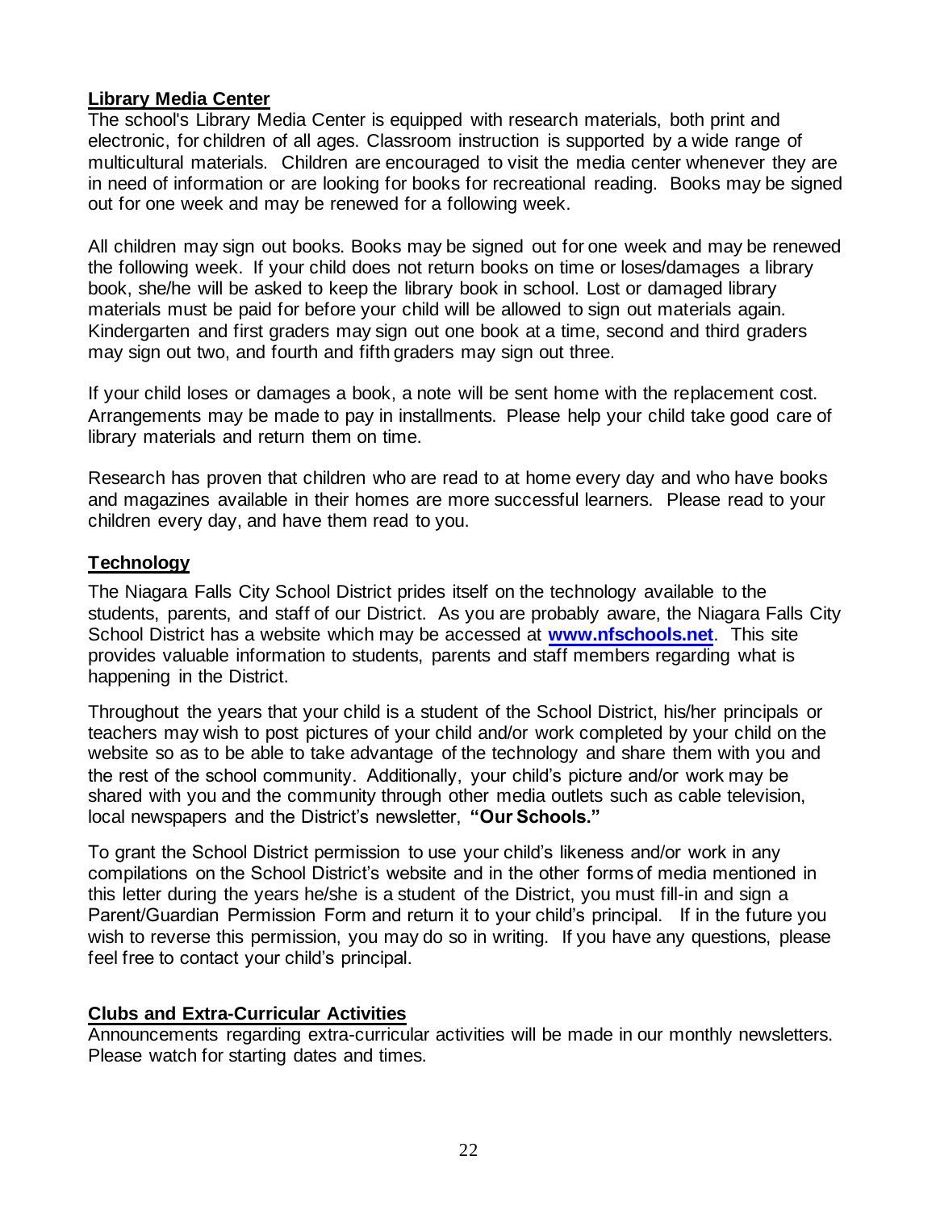## Library Media Center

The school's Library Media Center is equipped with research materials, both print and electronic, for children of all ages. Classroom instruction is supported by a wide range of multicultural materials. Children are encouraged to visit the media center whenever they are in need of information or are looking for books for recreational reading. Books may be signed out for one week and may be renewed for a following week.

All children may sign out books. Books may be signed out for one week and may be renewed the following week. If your child does not return books on time or loses/damages a library book, she/he will be asked to keep the library book in school. Lost or damaged library materials must be paid for before your child will be allowed to sign out materials again. Kindergarten and first graders may sign out one book at a time, second and third graders may sign out two, and fourth and fifth graders may sign out three.

If your child loses or damages a book, a note will be sent home with the replacement cost. Arrangements may be made to pay in installments. Please help your child take good care of library materials and return them on time.

Research has proven that children who are read to at home every day and who have books and magazines available in their homes are more successful learners. Please read to your children every day, and have them read to you.

## Technology

The Niagara Falls City School District prides itself on the technology available to the students, parents, and staff of our District. As you are probably aware, the Niagara Falls City School District has a website which may be accessed at **www.nfschools.net**. This site provides valuable information to students, parents and staff members regarding what is happening in the District.

Throughout the years that your child is a student of the School District, his/her principals or teachers may wish to post pictures of your child and/or work completed by your child on the website so as to be able to take advantage of the technology and share them with you and the rest of the school community. Additionally, your child's picture and/or work may be shared with you and the community through other media outlets such as cable television, local newspapers and the District's newsletter, **"Our Schools."**

To grant the School District permission to use your child's likeness and/or work in any compilations on the School District's website and in the other forms of media mentioned in this letter during the years he/she is a student of the District, you must fill-in and sign a Parent/Guardian Permission Form and return it to your child's principal. If in the future you wish to reverse this permission, you may do so in writing. If you have any questions, please feel free to contact your child's principal.

## Clubs and Extra-Curricular Activities

Announcements regarding extra-curricular activities will be made in our monthly newsletters. Please watch for starting dates and times.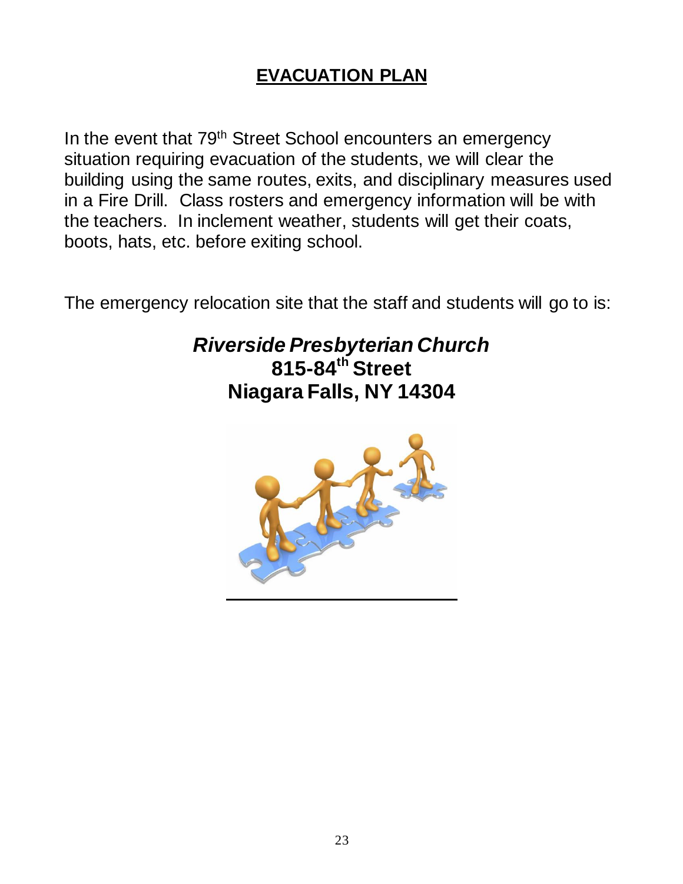# EVACUATION PLAN

In the event that 79th Street School encounters an emergency situation requiring evacuation of the students, we will clear the building using the same routes, exits, and disciplinary measures used in a Fire Drill. Class rosters and emergency information will be with the teachers. In inclement weather, students will get their coats, boots, hats, etc. before exiting school.

The emergency relocation site that the staff and students will go to is:

***Riverside Presbyterian Church***
**815-84th Street**
**Niagara Falls, NY 14304**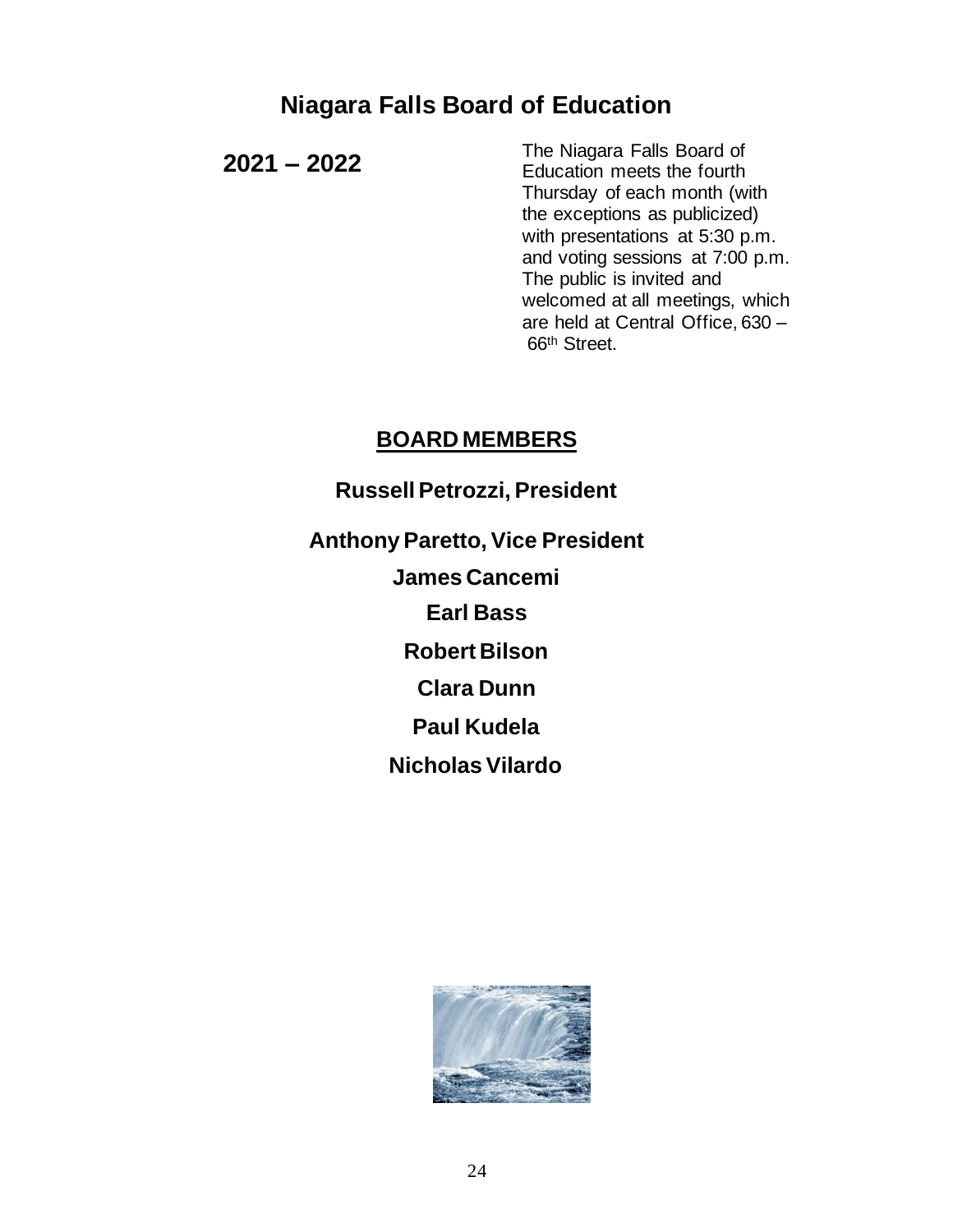# Niagara Falls Board of Education

**2021 – 2022**

The Niagara Falls Board of Education meets the fourth Thursday of each month (with the exceptions as publicized) with presentations at 5:30 p.m. and voting sessions at 7:00 p.m. The public is invited and welcomed at all meetings, which are held at Central Office, 630 – 66th Street.

## BOARD MEMBERS

**Russell Petrozzi, President**

**Anthony Paretto, Vice President**

**James Cancemi**

**Earl Bass**

**Robert Bilson**

**Clara Dunn**

**Paul Kudela**

**Nicholas Vilardo**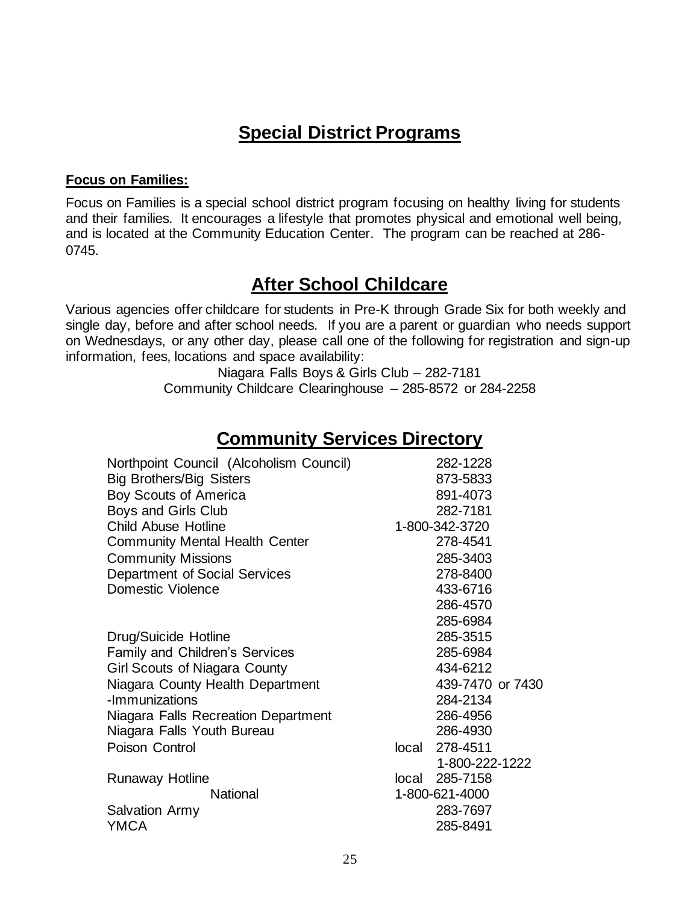# Special District Programs

**Focus on Families:**

Focus on Families is a special school district program focusing on healthy living for students and their families. It encourages a lifestyle that promotes physical and emotional well being, and is located at the Community Education Center. The program can be reached at 286-0745.

# After School Childcare

Various agencies offer childcare for students in Pre-K through Grade Six for both weekly and single day, before and after school needs. If you are a parent or guardian who needs support on Wednesdays, or any other day, please call one of the following for registration and sign-up information, fees, locations and space availability:

Niagara Falls Boys & Girls Club – 282-7181
Community Childcare Clearinghouse – 285-8572 or 284-2258

# Community Services Directory

| | |
|---|---|
| Northpoint Council (Alcoholism Council) | 282-1228 |
| Big Brothers/Big Sisters | 873-5833 |
| Boy Scouts of America | 891-4073 |
| Boys and Girls Club | 282-7181 |
| Child Abuse Hotline | 1-800-342-3720 |
| Community Mental Health Center | 278-4541 |
| Community Missions | 285-3403 |
| Department of Social Services | 278-8400 |
| Domestic Violence | 433-6716 |
| | 286-4570 |
| | 285-6984 |
| Drug/Suicide Hotline | 285-3515 |
| Family and Children's Services | 285-6984 |
| Girl Scouts of Niagara County | 434-6212 |
| Niagara County Health Department | 439-7470 or 7430 |
| -Immunizations | 284-2134 |
| Niagara Falls Recreation Department | 286-4956 |
| Niagara Falls Youth Bureau | 286-4930 |
| Poison Control | local 278-4511 |
| | 1-800-222-1222 |
| Runaway Hotline | local 285-7158 |
| National | 1-800-621-4000 |
| Salvation Army | 283-7697 |
| YMCA | 285-8491 |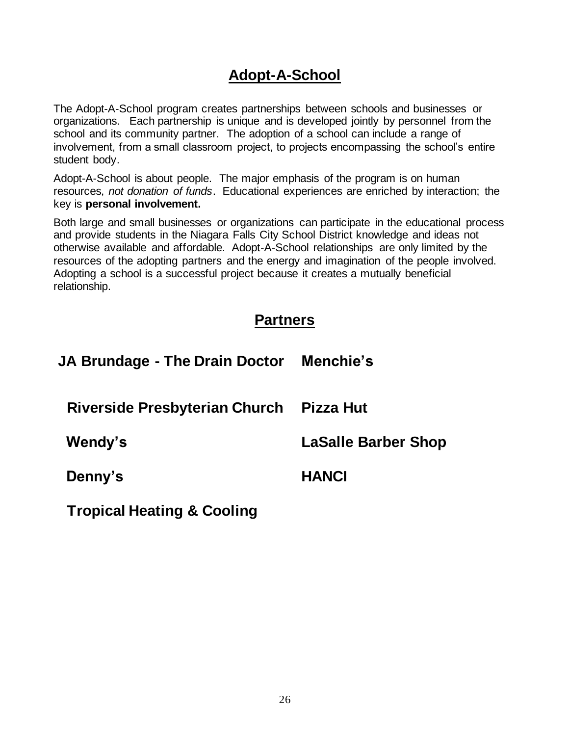## Adopt-A-School

The Adopt-A-School program creates partnerships between schools and businesses or organizations. Each partnership is unique and is developed jointly by personnel from the school and its community partner. The adoption of a school can include a range of involvement, from a small classroom project, to projects encompassing the school's entire student body.

Adopt-A-School is about people. The major emphasis of the program is on human resources, *not donation of funds*. Educational experiences are enriched by interaction; the key is **personal involvement.**

Both large and small businesses or organizations can participate in the educational process and provide students in the Niagara Falls City School District knowledge and ideas not otherwise available and affordable. Adopt-A-School relationships are only limited by the resources of the adopting partners and the energy and imagination of the people involved. Adopting a school is a successful project because it creates a mutually beneficial relationship.

## Partners

**JA Brundage - The Drain Doctor**

**Menchie's**

**Riverside Presbyterian Church**

**Pizza Hut**

**Wendy's**

**LaSalle Barber Shop**

**Denny's**

**HANCI**

**Tropical Heating & Cooling**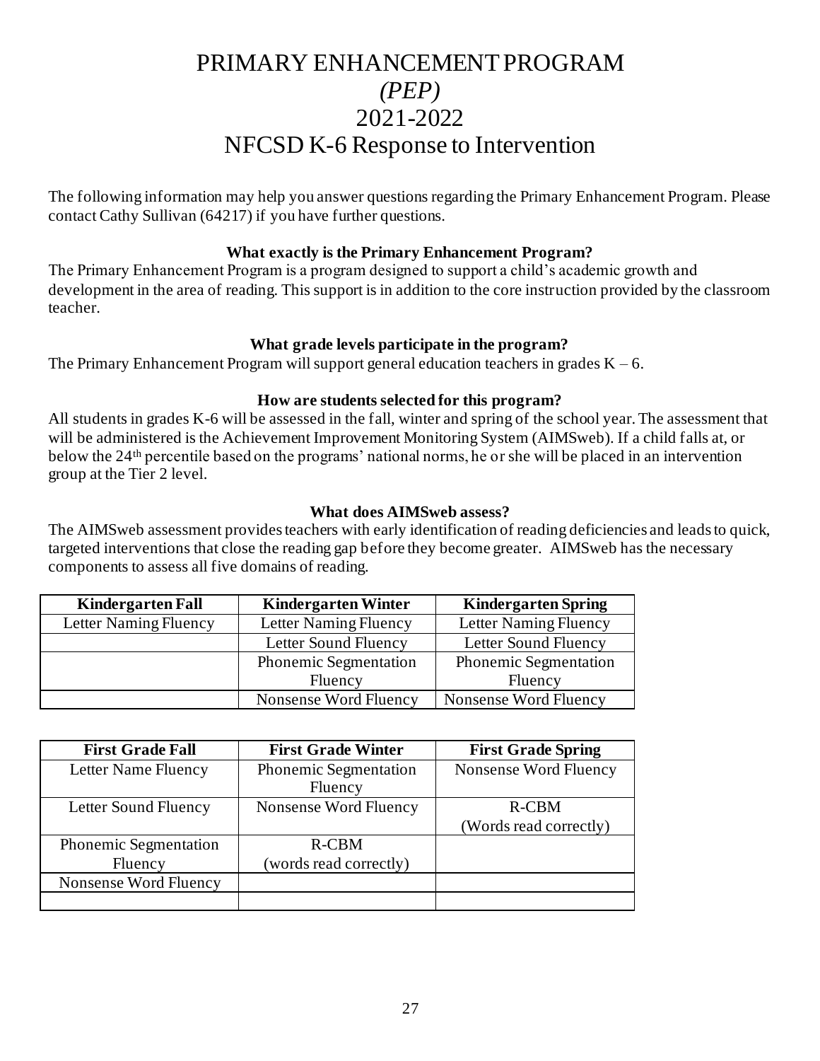# PRIMARY ENHANCEMENT PROGRAM
## *(PEP)*
## 2021-2022
## NFCSD K-6 Response to Intervention

The following information may help you answer questions regarding the Primary Enhancement Program. Please contact Cathy Sullivan (64217) if you have further questions.

**What exactly is the Primary Enhancement Program?**

The Primary Enhancement Program is a program designed to support a child's academic growth and development in the area of reading. This support is in addition to the core instruction provided by the classroom teacher.

**What grade levels participate in the program?**

The Primary Enhancement Program will support general education teachers in grades K – 6.

**How are students selected for this program?**

All students in grades K-6 will be assessed in the fall, winter and spring of the school year. The assessment that will be administered is the Achievement Improvement Monitoring System (AIMSweb). If a child falls at, or below the 24th percentile based on the programs' national norms, he or she will be placed in an intervention group at the Tier 2 level.

**What does AIMSweb assess?**

The AIMSweb assessment provides teachers with early identification of reading deficiencies and leads to quick, targeted interventions that close the reading gap before they become greater. AIMSweb has the necessary components to assess all five domains of reading.

| Kindergarten Fall | Kindergarten Winter | Kindergarten Spring |
|---|---|---|
| Letter Naming Fluency | Letter Naming Fluency | Letter Naming Fluency |
| | Letter Sound Fluency | Letter Sound Fluency |
| | Phonemic Segmentation Fluency | Phonemic Segmentation Fluency |
| | Nonsense Word Fluency | Nonsense Word Fluency |

| First Grade Fall | First Grade Winter | First Grade Spring |
|---|---|---|
| Letter Name Fluency | Phonemic Segmentation Fluency | Nonsense Word Fluency |
| Letter Sound Fluency | Nonsense Word Fluency | R-CBM (Words read correctly) |
| Phonemic Segmentation Fluency | R-CBM (words read correctly) | |
| Nonsense Word Fluency | | |
| | | |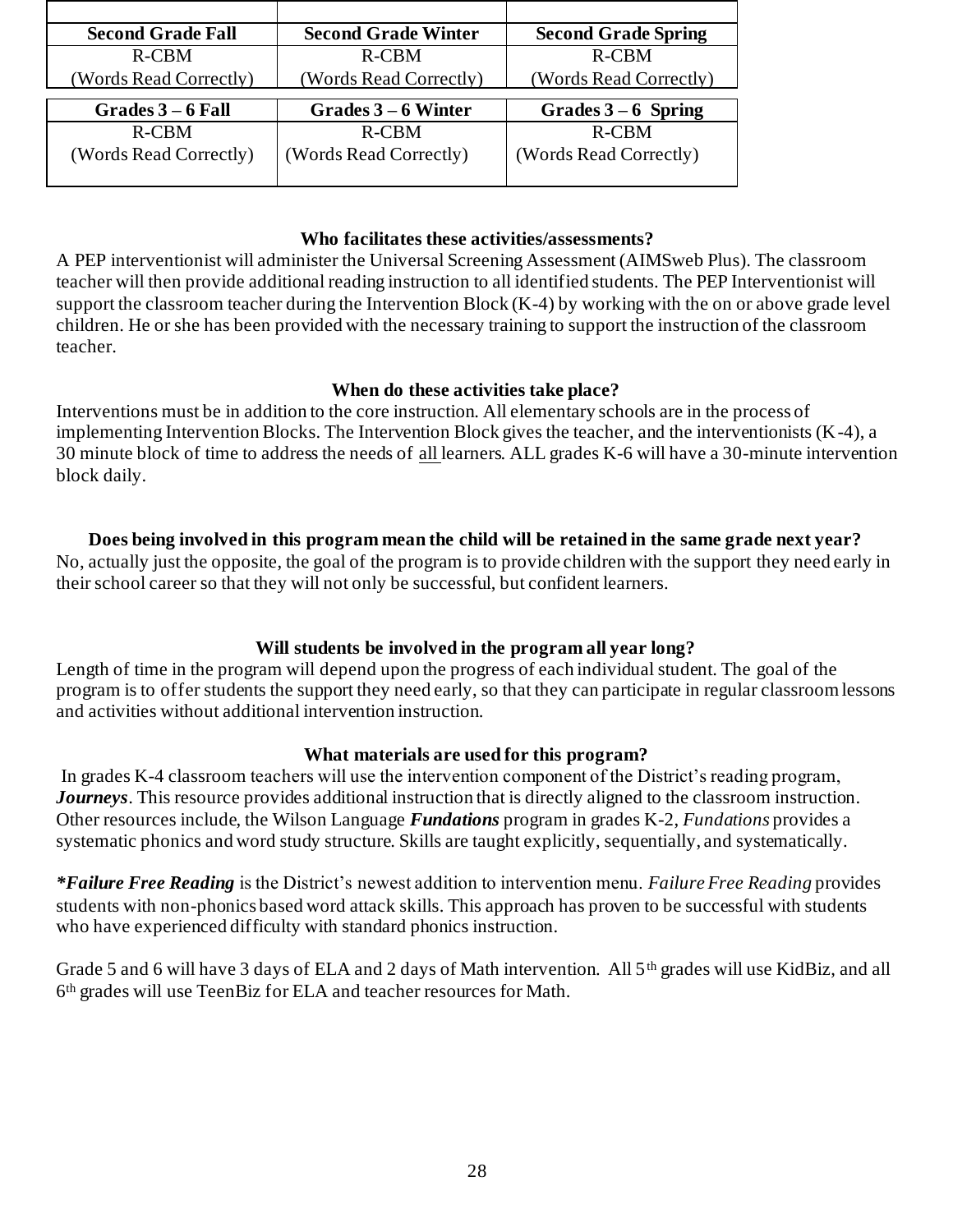| | | |
|---|---|---|
| **Second Grade Fall** | **Second Grade Winter** | **Second Grade Spring** |
| R-CBM (Words Read Correctly) | R-CBM (Words Read Correctly) | R-CBM (Words Read Correctly) |
| **Grades 3 – 6 Fall** | **Grades 3 – 6 Winter** | **Grades 3 – 6 Spring** |
| R-CBM (Words Read Correctly) | R-CBM (Words Read Correctly) | R-CBM (Words Read Correctly) |

### Who facilitates these activities/assessments?

A PEP interventionist will administer the Universal Screening Assessment (AIMSweb Plus). The classroom teacher will then provide additional reading instruction to all identified students. The PEP Interventionist will support the classroom teacher during the Intervention Block (K-4) by working with the on or above grade level children. He or she has been provided with the necessary training to support the instruction of the classroom teacher.

### When do these activities take place?

Interventions must be in addition to the core instruction. All elementary schools are in the process of implementing Intervention Blocks. The Intervention Block gives the teacher, and the interventionists (K-4), a 30 minute block of time to address the needs of all learners. ALL grades K-6 will have a 30-minute intervention block daily.

### Does being involved in this program mean the child will be retained in the same grade next year?

No, actually just the opposite, the goal of the program is to provide children with the support they need early in their school career so that they will not only be successful, but confident learners.

### Will students be involved in the program all year long?

Length of time in the program will depend upon the progress of each individual student. The goal of the program is to offer students the support they need early, so that they can participate in regular classroom lessons and activities without additional intervention instruction.

### What materials are used for this program?

In grades K-4 classroom teachers will use the intervention component of the District's reading program, ***Journeys***. This resource provides additional instruction that is directly aligned to the classroom instruction. Other resources include, the Wilson Language ***Fundations*** program in grades K-2, *Fundations* provides a systematic phonics and word study structure. Skills are taught explicitly, sequentially, and systematically.

***Failure Free Reading** is the District's newest addition to intervention menu. *Failure Free Reading* provides students with non-phonics based word attack skills. This approach has proven to be successful with students who have experienced difficulty with standard phonics instruction.

Grade 5 and 6 will have 3 days of ELA and 2 days of Math intervention. All 5th grades will use KidBiz, and all 6th grades will use TeenBiz for ELA and teacher resources for Math.